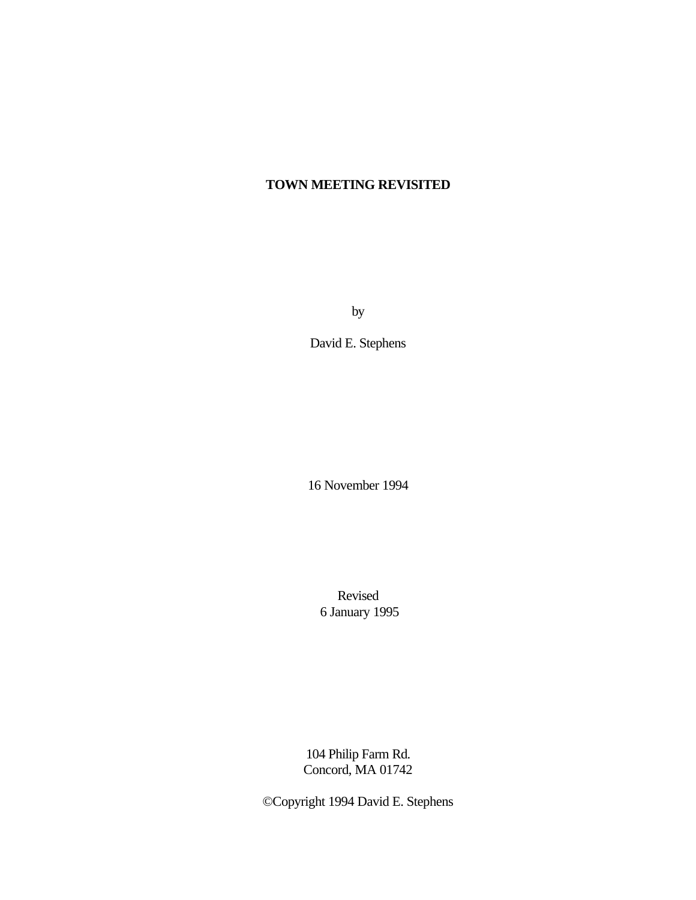# TOWN MEETING REVISITED

by

David E. Stephens

16 November 1994

Revised
6 January 1995

104 Philip Farm Rd.
Concord, MA 01742

©Copyright 1994 David E. Stephens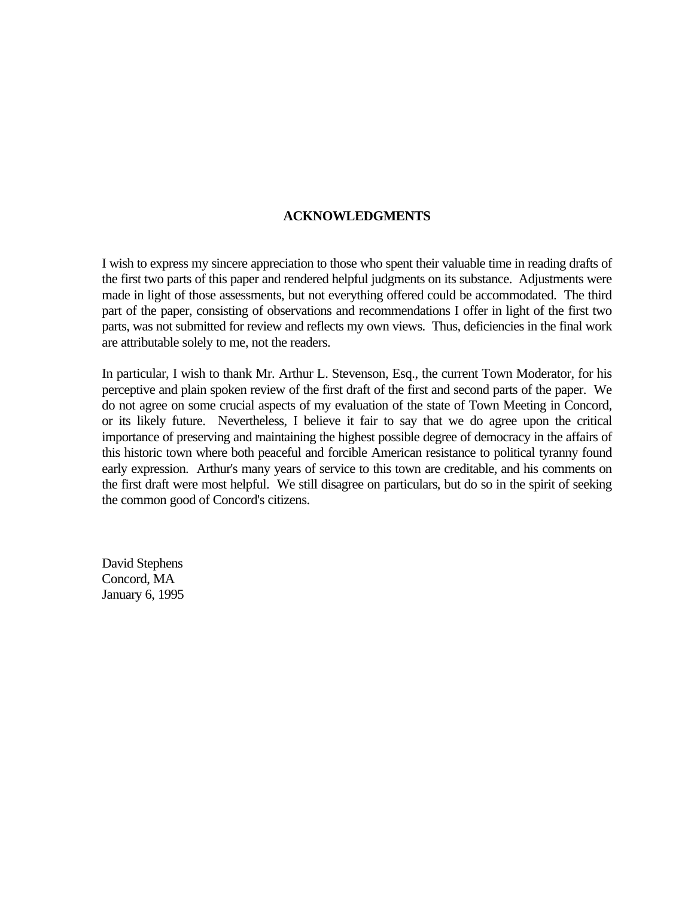## ACKNOWLEDGMENTS

I wish to express my sincere appreciation to those who spent their valuable time in reading drafts of the first two parts of this paper and rendered helpful judgments on its substance. Adjustments were made in light of those assessments, but not everything offered could be accommodated. The third part of the paper, consisting of observations and recommendations I offer in light of the first two parts, was not submitted for review and reflects my own views. Thus, deficiencies in the final work are attributable solely to me, not the readers.

In particular, I wish to thank Mr. Arthur L. Stevenson, Esq., the current Town Moderator, for his perceptive and plain spoken review of the first draft of the first and second parts of the paper. We do not agree on some crucial aspects of my evaluation of the state of Town Meeting in Concord, or its likely future. Nevertheless, I believe it fair to say that we do agree upon the critical importance of preserving and maintaining the highest possible degree of democracy in the affairs of this historic town where both peaceful and forcible American resistance to political tyranny found early expression. Arthur's many years of service to this town are creditable, and his comments on the first draft were most helpful. We still disagree on particulars, but do so in the spirit of seeking the common good of Concord's citizens.

David Stephens
Concord, MA
January 6, 1995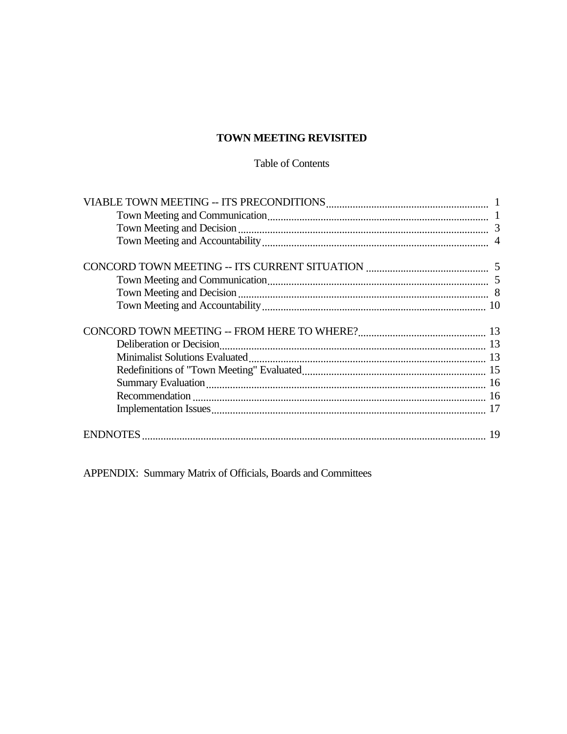# TOWN MEETING REVISITED

Table of Contents

| Section | Page |
|---|---|
| VIABLE TOWN MEETING -- ITS PRECONDITIONS | 1 |
| Town Meeting and Communication | 1 |
| Town Meeting and Decision | 3 |
| Town Meeting and Accountability | 4 |
| CONCORD TOWN MEETING -- ITS CURRENT SITUATION | 5 |
| Town Meeting and Communication | 5 |
| Town Meeting and Decision | 8 |
| Town Meeting and Accountability | 10 |
| CONCORD TOWN MEETING -- FROM HERE TO WHERE? | 13 |
| Deliberation or Decision | 13 |
| Minimalist Solutions Evaluated | 13 |
| Redefinitions of "Town Meeting" Evaluated | 15 |
| Summary Evaluation | 16 |
| Recommendation | 16 |
| Implementation Issues | 17 |
| ENDNOTES | 19 |

APPENDIX: Summary Matrix of Officials, Boards and Committees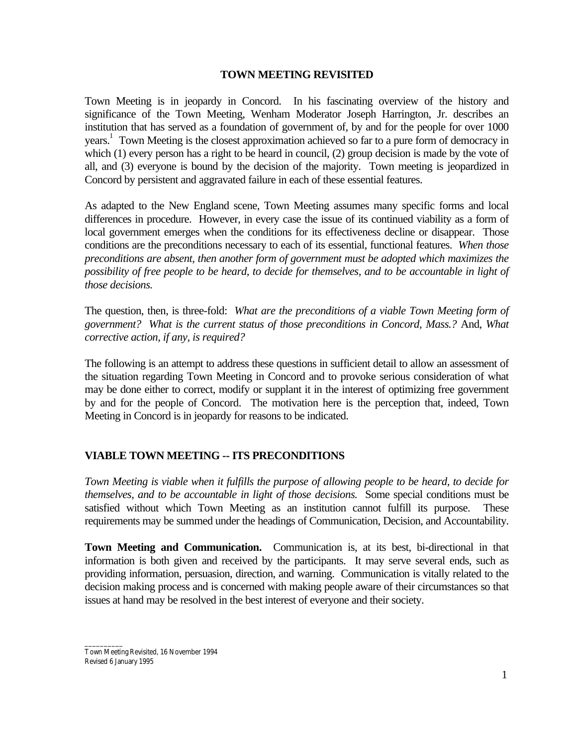# TOWN MEETING REVISITED

Town Meeting is in jeopardy in Concord. In his fascinating overview of the history and significance of the Town Meeting, Wenham Moderator Joseph Harrington, Jr. describes an institution that has served as a foundation of government of, by and for the people for over 1000 years.[1] Town Meeting is the closest approximation achieved so far to a pure form of democracy in which (1) every person has a right to be heard in council, (2) group decision is made by the vote of all, and (3) everyone is bound by the decision of the majority. Town meeting is jeopardized in Concord by persistent and aggravated failure in each of these essential features.

As adapted to the New England scene, Town Meeting assumes many specific forms and local differences in procedure. However, in every case the issue of its continued viability as a form of local government emerges when the conditions for its effectiveness decline or disappear. Those conditions are the preconditions necessary to each of its essential, functional features. *When those preconditions are absent, then another form of government must be adopted which maximizes the possibility of free people to be heard, to decide for themselves, and to be accountable in light of those decisions.*

The question, then, is three-fold: *What are the preconditions of a viable Town Meeting form of government? What is the current status of those preconditions in Concord, Mass.?* And, *What corrective action, if any, is required?*

The following is an attempt to address these questions in sufficient detail to allow an assessment of the situation regarding Town Meeting in Concord and to provoke serious consideration of what may be done either to correct, modify or supplant it in the interest of optimizing free government by and for the people of Concord. The motivation here is the perception that, indeed, Town Meeting in Concord is in jeopardy for reasons to be indicated.

## VIABLE TOWN MEETING -- ITS PRECONDITIONS

*Town Meeting is viable when it fulfills the purpose of allowing people to be heard, to decide for themselves, and to be accountable in light of those decisions.* Some special conditions must be satisfied without which Town Meeting as an institution cannot fulfill its purpose. These requirements may be summed under the headings of Communication, Decision, and Accountability.

**Town Meeting and Communication.** Communication is, at its best, bi-directional in that information is both given and received by the participants. It may serve several ends, such as providing information, persuasion, direction, and warning. Communication is vitally related to the decision making process and is concerned with making people aware of their circumstances so that issues at hand may be resolved in the best interest of everyone and their society.

Town Meeting Revisited, 16 November 1994
Revised 6 January 1995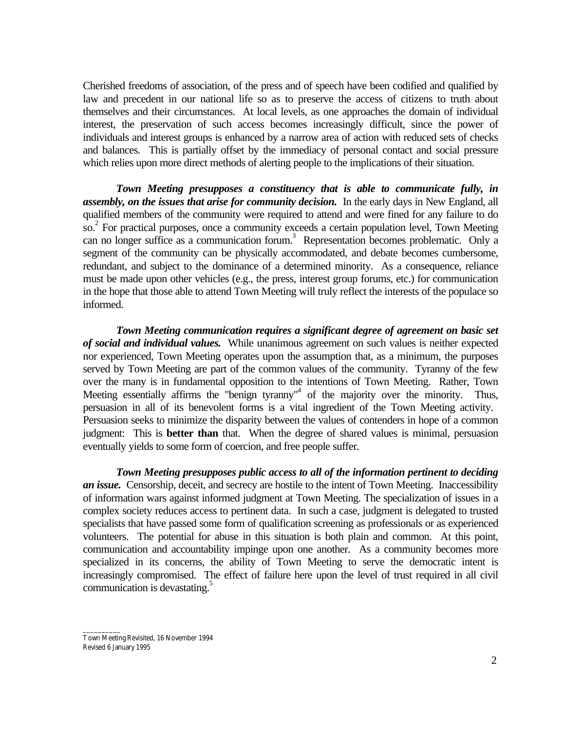Cherished freedoms of association, of the press and of speech have been codified and qualified by law and precedent in our national life so as to preserve the access of citizens to truth about themselves and their circumstances. At local levels, as one approaches the domain of individual interest, the preservation of such access becomes increasingly difficult, since the power of individuals and interest groups is enhanced by a narrow area of action with reduced sets of checks and balances. This is partially offset by the immediacy of personal contact and social pressure which relies upon more direct methods of alerting people to the implications of their situation.

***Town Meeting presupposes a constituency that is able to communicate fully, in assembly, on the issues that arise for community decision.*** In the early days in New England, all qualified members of the community were required to attend and were fined for any failure to do so.[2] For practical purposes, once a community exceeds a certain population level, Town Meeting can no longer suffice as a communication forum.[3] Representation becomes problematic. Only a segment of the community can be physically accommodated, and debate becomes cumbersome, redundant, and subject to the dominance of a determined minority. As a consequence, reliance must be made upon other vehicles (e.g., the press, interest group forums, etc.) for communication in the hope that those able to attend Town Meeting will truly reflect the interests of the populace so informed.

***Town Meeting communication requires a significant degree of agreement on basic set of social and individual values.*** While unanimous agreement on such values is neither expected nor experienced, Town Meeting operates upon the assumption that, as a minimum, the purposes served by Town Meeting are part of the common values of the community. Tyranny of the few over the many is in fundamental opposition to the intentions of Town Meeting. Rather, Town Meeting essentially affirms the "benign tyranny"[4] of the majority over the minority. Thus, persuasion in all of its benevolent forms is a vital ingredient of the Town Meeting activity. Persuasion seeks to minimize the disparity between the values of contenders in hope of a common judgment: This is **better than** that. When the degree of shared values is minimal, persuasion eventually yields to some form of coercion, and free people suffer.

***Town Meeting presupposes public access to all of the information pertinent to deciding an issue.*** Censorship, deceit, and secrecy are hostile to the intent of Town Meeting. Inaccessibility of information wars against informed judgment at Town Meeting. The specialization of issues in a complex society reduces access to pertinent data. In such a case, judgment is delegated to trusted specialists that have passed some form of qualification screening as professionals or as experienced volunteers. The potential for abuse in this situation is both plain and common. At this point, communication and accountability impinge upon one another. As a community becomes more specialized in its concerns, the ability of Town Meeting to serve the democratic intent is increasingly compromised. The effect of failure here upon the level of trust required in all civil communication is devastating.[5]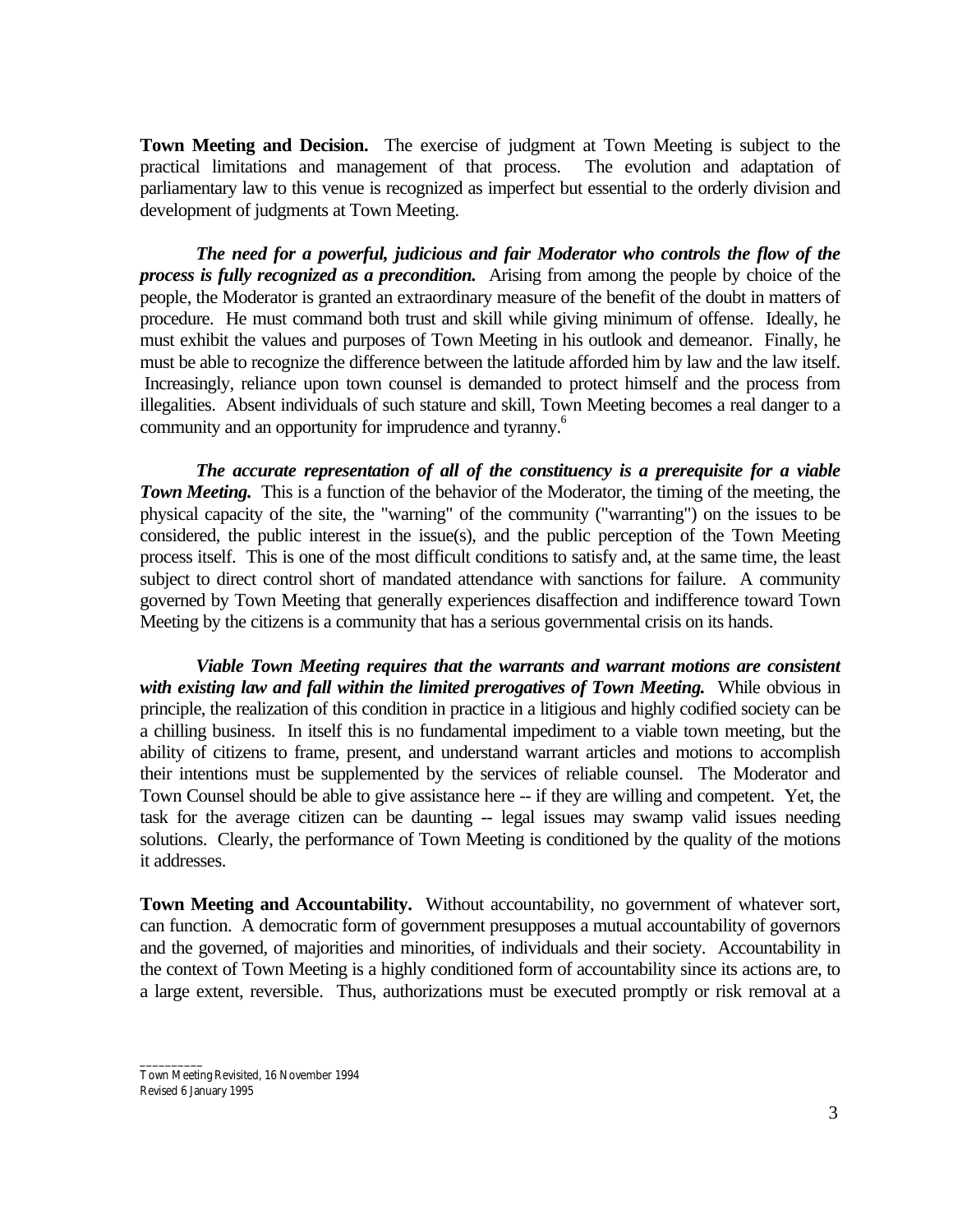**Town Meeting and Decision.** The exercise of judgment at Town Meeting is subject to the practical limitations and management of that process. The evolution and adaptation of parliamentary law to this venue is recognized as imperfect but essential to the orderly division and development of judgments at Town Meeting.

***The need for a powerful, judicious and fair Moderator who controls the flow of the process is fully recognized as a precondition.*** Arising from among the people by choice of the people, the Moderator is granted an extraordinary measure of the benefit of the doubt in matters of procedure. He must command both trust and skill while giving minimum of offense. Ideally, he must exhibit the values and purposes of Town Meeting in his outlook and demeanor. Finally, he must be able to recognize the difference between the latitude afforded him by law and the law itself. Increasingly, reliance upon town counsel is demanded to protect himself and the process from illegalities. Absent individuals of such stature and skill, Town Meeting becomes a real danger to a community and an opportunity for imprudence and tyranny.[6]

***The accurate representation of all of the constituency is a prerequisite for a viable Town Meeting.*** This is a function of the behavior of the Moderator, the timing of the meeting, the physical capacity of the site, the "warning" of the community ("warranting") on the issues to be considered, the public interest in the issue(s), and the public perception of the Town Meeting process itself. This is one of the most difficult conditions to satisfy and, at the same time, the least subject to direct control short of mandated attendance with sanctions for failure. A community governed by Town Meeting that generally experiences disaffection and indifference toward Town Meeting by the citizens is a community that has a serious governmental crisis on its hands.

***Viable Town Meeting requires that the warrants and warrant motions are consistent with existing law and fall within the limited prerogatives of Town Meeting.*** While obvious in principle, the realization of this condition in practice in a litigious and highly codified society can be a chilling business. In itself this is no fundamental impediment to a viable town meeting, but the ability of citizens to frame, present, and understand warrant articles and motions to accomplish their intentions must be supplemented by the services of reliable counsel. The Moderator and Town Counsel should be able to give assistance here -- if they are willing and competent. Yet, the task for the average citizen can be daunting -- legal issues may swamp valid issues needing solutions. Clearly, the performance of Town Meeting is conditioned by the quality of the motions it addresses.

**Town Meeting and Accountability.** Without accountability, no government of whatever sort, can function. A democratic form of government presupposes a mutual accountability of governors and the governed, of majorities and minorities, of individuals and their society. Accountability in the context of Town Meeting is a highly conditioned form of accountability since its actions are, to a large extent, reversible. Thus, authorizations must be executed promptly or risk removal at a

Town Meeting Revisited, 16 November 1994
Revised 6 January 1995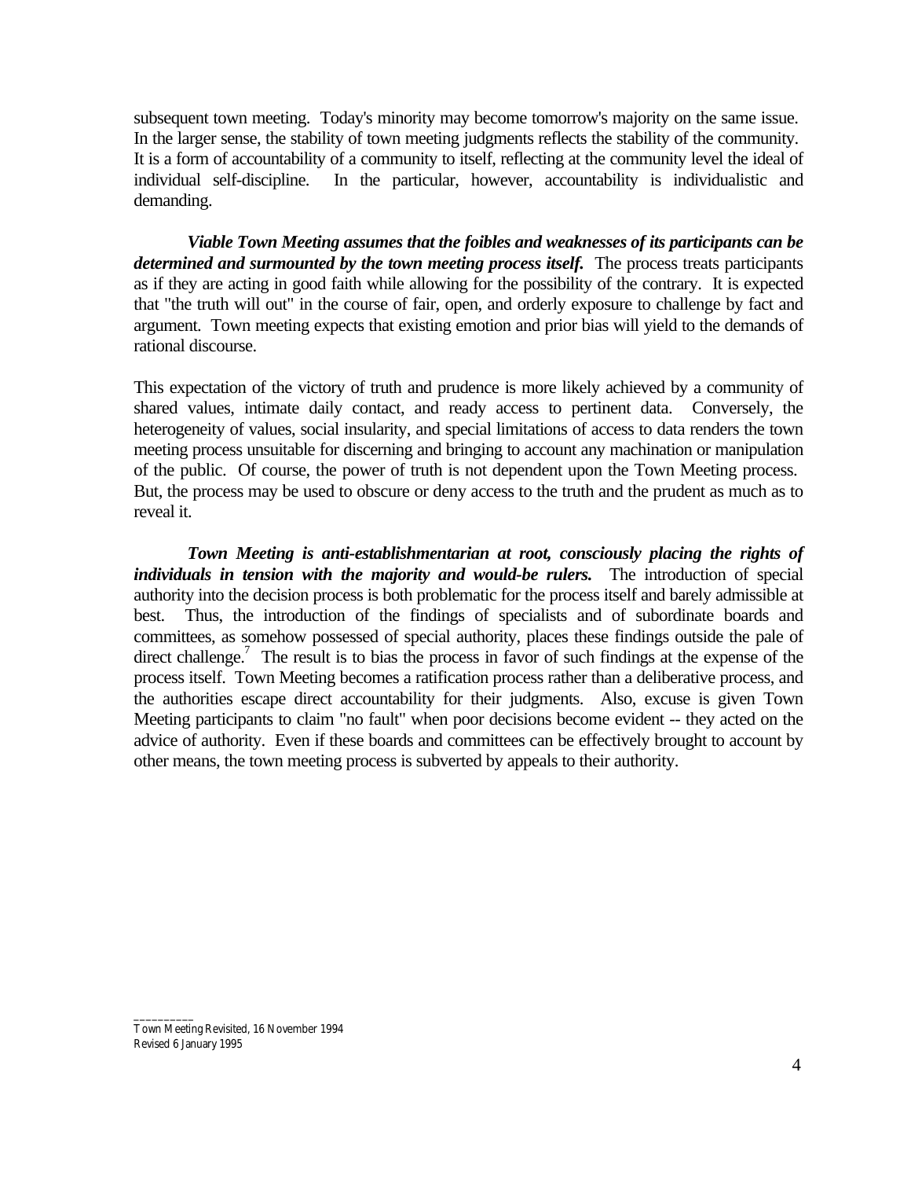subsequent town meeting. Today's minority may become tomorrow's majority on the same issue. In the larger sense, the stability of town meeting judgments reflects the stability of the community. It is a form of accountability of a community to itself, reflecting at the community level the ideal of individual self-discipline. In the particular, however, accountability is individualistic and demanding.

***Viable Town Meeting assumes that the foibles and weaknesses of its participants can be determined and surmounted by the town meeting process itself.*** The process treats participants as if they are acting in good faith while allowing for the possibility of the contrary. It is expected that "the truth will out" in the course of fair, open, and orderly exposure to challenge by fact and argument. Town meeting expects that existing emotion and prior bias will yield to the demands of rational discourse.

This expectation of the victory of truth and prudence is more likely achieved by a community of shared values, intimate daily contact, and ready access to pertinent data. Conversely, the heterogeneity of values, social insularity, and special limitations of access to data renders the town meeting process unsuitable for discerning and bringing to account any machination or manipulation of the public. Of course, the power of truth is not dependent upon the Town Meeting process. But, the process may be used to obscure or deny access to the truth and the prudent as much as to reveal it.

***Town Meeting is anti-establishmentarian at root, consciously placing the rights of individuals in tension with the majority and would-be rulers.*** The introduction of special authority into the decision process is both problematic for the process itself and barely admissible at best. Thus, the introduction of the findings of specialists and of subordinate boards and committees, as somehow possessed of special authority, places these findings outside the pale of direct challenge.[7] The result is to bias the process in favor of such findings at the expense of the process itself. Town Meeting becomes a ratification process rather than a deliberative process, and the authorities escape direct accountability for their judgments. Also, excuse is given Town Meeting participants to claim "no fault" when poor decisions become evident -- they acted on the advice of authority. Even if these boards and committees can be effectively brought to account by other means, the town meeting process is subverted by appeals to their authority.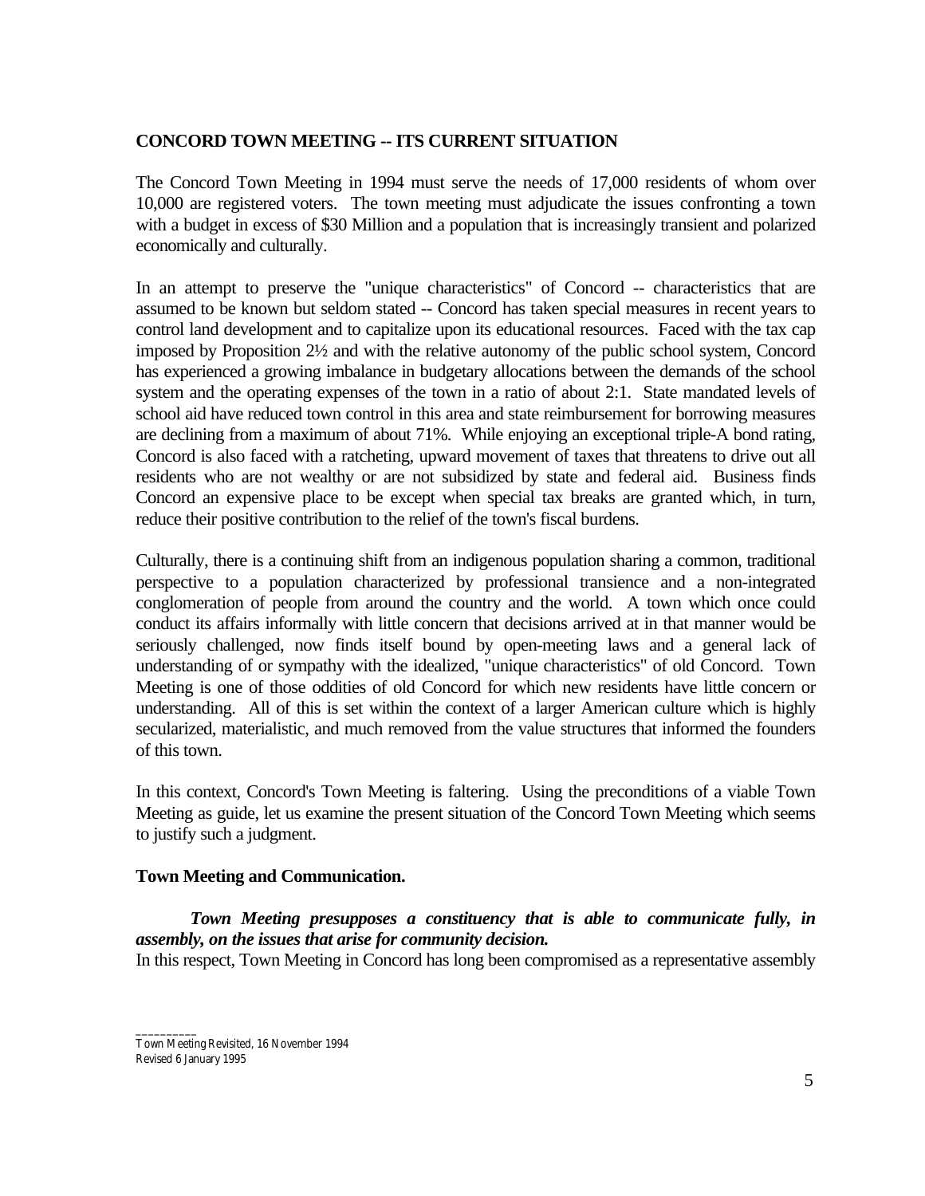**CONCORD TOWN MEETING -- ITS CURRENT SITUATION**

The Concord Town Meeting in 1994 must serve the needs of 17,000 residents of whom over 10,000 are registered voters. The town meeting must adjudicate the issues confronting a town with a budget in excess of $30 Million and a population that is increasingly transient and polarized economically and culturally.

In an attempt to preserve the "unique characteristics" of Concord -- characteristics that are assumed to be known but seldom stated -- Concord has taken special measures in recent years to control land development and to capitalize upon its educational resources. Faced with the tax cap imposed by Proposition 2½ and with the relative autonomy of the public school system, Concord has experienced a growing imbalance in budgetary allocations between the demands of the school system and the operating expenses of the town in a ratio of about 2:1. State mandated levels of school aid have reduced town control in this area and state reimbursement for borrowing measures are declining from a maximum of about 71%. While enjoying an exceptional triple-A bond rating, Concord is also faced with a ratcheting, upward movement of taxes that threatens to drive out all residents who are not wealthy or are not subsidized by state and federal aid. Business finds Concord an expensive place to be except when special tax breaks are granted which, in turn, reduce their positive contribution to the relief of the town's fiscal burdens.

Culturally, there is a continuing shift from an indigenous population sharing a common, traditional perspective to a population characterized by professional transience and a non-integrated conglomeration of people from around the country and the world. A town which once could conduct its affairs informally with little concern that decisions arrived at in that manner would be seriously challenged, now finds itself bound by open-meeting laws and a general lack of understanding of or sympathy with the idealized, "unique characteristics" of old Concord. Town Meeting is one of those oddities of old Concord for which new residents have little concern or understanding. All of this is set within the context of a larger American culture which is highly secularized, materialistic, and much removed from the value structures that informed the founders of this town.

In this context, Concord's Town Meeting is faltering. Using the preconditions of a viable Town Meeting as guide, let us examine the present situation of the Concord Town Meeting which seems to justify such a judgment.

**Town Meeting and Communication.**

***Town Meeting presupposes a constituency that is able to communicate fully, in assembly, on the issues that arise for community decision.***

In this respect, Town Meeting in Concord has long been compromised as a representative assembly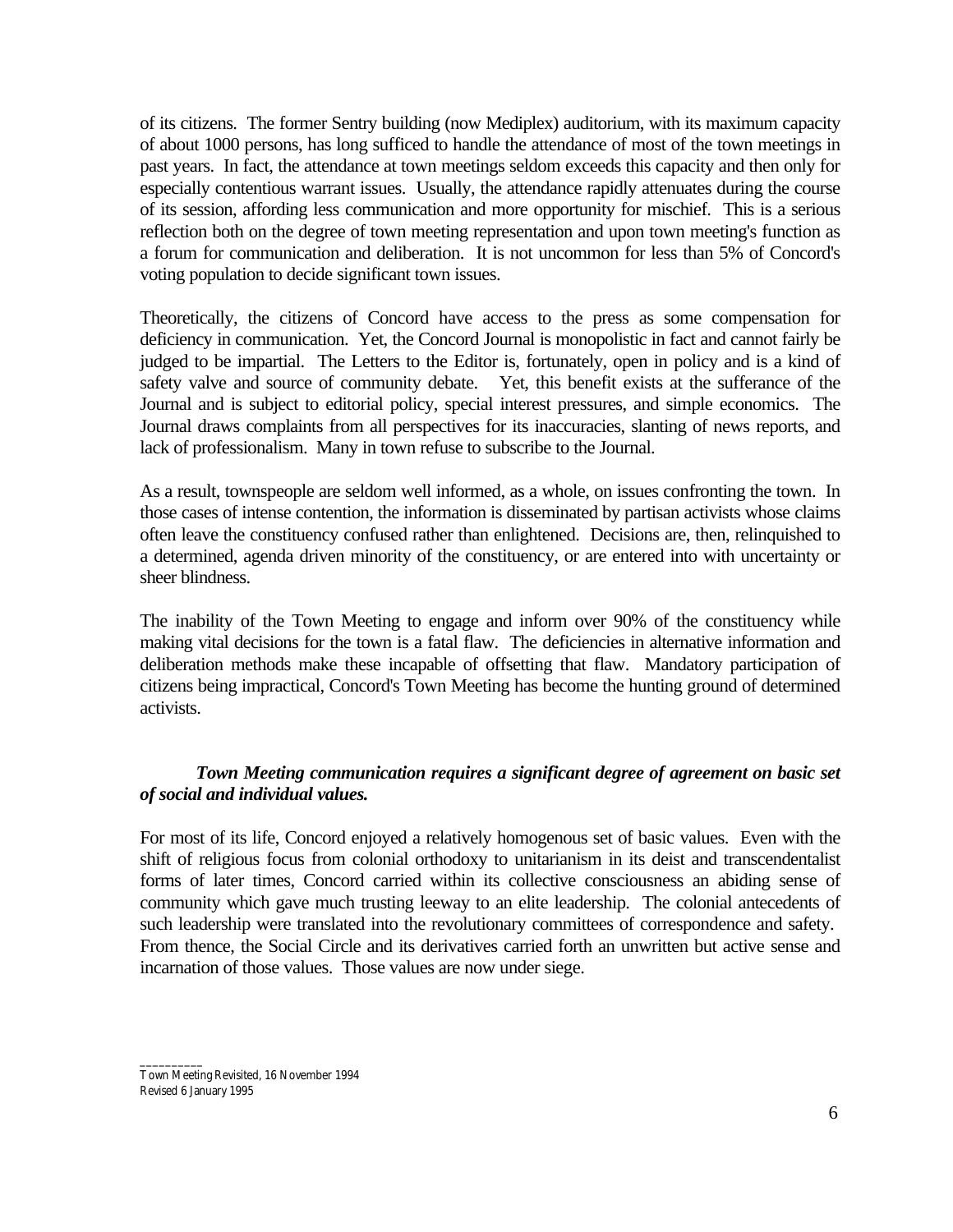of its citizens. The former Sentry building (now Mediplex) auditorium, with its maximum capacity of about 1000 persons, has long sufficed to handle the attendance of most of the town meetings in past years. In fact, the attendance at town meetings seldom exceeds this capacity and then only for especially contentious warrant issues. Usually, the attendance rapidly attenuates during the course of its session, affording less communication and more opportunity for mischief. This is a serious reflection both on the degree of town meeting representation and upon town meeting's function as a forum for communication and deliberation. It is not uncommon for less than 5% of Concord's voting population to decide significant town issues.

Theoretically, the citizens of Concord have access to the press as some compensation for deficiency in communication. Yet, the Concord Journal is monopolistic in fact and cannot fairly be judged to be impartial. The Letters to the Editor is, fortunately, open in policy and is a kind of safety valve and source of community debate. Yet, this benefit exists at the sufferance of the Journal and is subject to editorial policy, special interest pressures, and simple economics. The Journal draws complaints from all perspectives for its inaccuracies, slanting of news reports, and lack of professionalism. Many in town refuse to subscribe to the Journal.

As a result, townspeople are seldom well informed, as a whole, on issues confronting the town. In those cases of intense contention, the information is disseminated by partisan activists whose claims often leave the constituency confused rather than enlightened. Decisions are, then, relinquished to a determined, agenda driven minority of the constituency, or are entered into with uncertainty or sheer blindness.

The inability of the Town Meeting to engage and inform over 90% of the constituency while making vital decisions for the town is a fatal flaw. The deficiencies in alternative information and deliberation methods make these incapable of offsetting that flaw. Mandatory participation of citizens being impractical, Concord's Town Meeting has become the hunting ground of determined activists.

***Town Meeting communication requires a significant degree of agreement on basic set of social and individual values.***

For most of its life, Concord enjoyed a relatively homogenous set of basic values. Even with the shift of religious focus from colonial orthodoxy to unitarianism in its deist and transcendentalist forms of later times, Concord carried within its collective consciousness an abiding sense of community which gave much trusting leeway to an elite leadership. The colonial antecedents of such leadership were translated into the revolutionary committees of correspondence and safety. From thence, the Social Circle and its derivatives carried forth an unwritten but active sense and incarnation of those values. Those values are now under siege.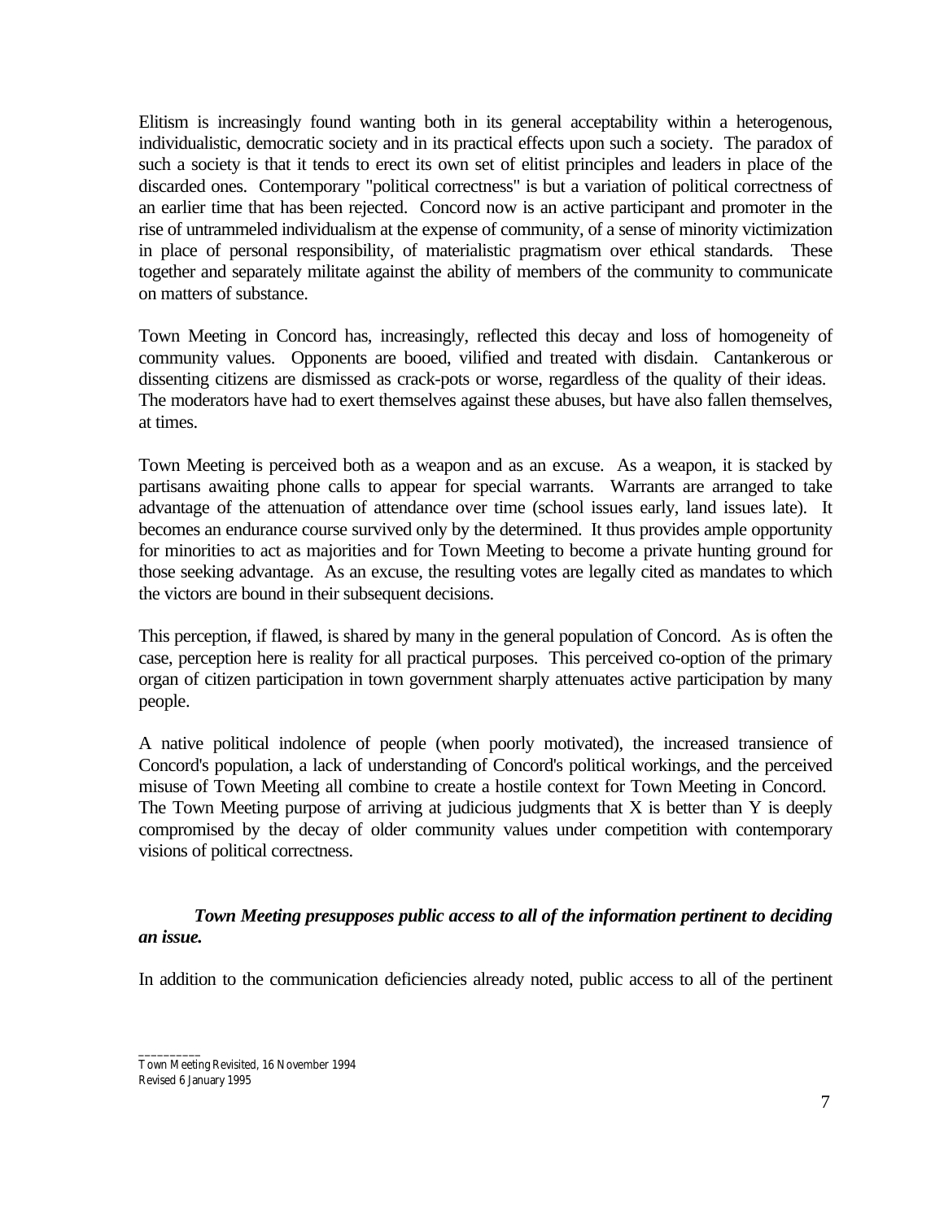Elitism is increasingly found wanting both in its general acceptability within a heterogenous, individualistic, democratic society and in its practical effects upon such a society. The paradox of such a society is that it tends to erect its own set of elitist principles and leaders in place of the discarded ones. Contemporary "political correctness" is but a variation of political correctness of an earlier time that has been rejected. Concord now is an active participant and promoter in the rise of untrammeled individualism at the expense of community, of a sense of minority victimization in place of personal responsibility, of materialistic pragmatism over ethical standards. These together and separately militate against the ability of members of the community to communicate on matters of substance.

Town Meeting in Concord has, increasingly, reflected this decay and loss of homogeneity of community values. Opponents are booed, vilified and treated with disdain. Cantankerous or dissenting citizens are dismissed as crack-pots or worse, regardless of the quality of their ideas. The moderators have had to exert themselves against these abuses, but have also fallen themselves, at times.

Town Meeting is perceived both as a weapon and as an excuse. As a weapon, it is stacked by partisans awaiting phone calls to appear for special warrants. Warrants are arranged to take advantage of the attenuation of attendance over time (school issues early, land issues late). It becomes an endurance course survived only by the determined. It thus provides ample opportunity for minorities to act as majorities and for Town Meeting to become a private hunting ground for those seeking advantage. As an excuse, the resulting votes are legally cited as mandates to which the victors are bound in their subsequent decisions.

This perception, if flawed, is shared by many in the general population of Concord. As is often the case, perception here is reality for all practical purposes. This perceived co-option of the primary organ of citizen participation in town government sharply attenuates active participation by many people.

A native political indolence of people (when poorly motivated), the increased transience of Concord's population, a lack of understanding of Concord's political workings, and the perceived misuse of Town Meeting all combine to create a hostile context for Town Meeting in Concord. The Town Meeting purpose of arriving at judicious judgments that X is better than Y is deeply compromised by the decay of older community values under competition with contemporary visions of political correctness.

***Town Meeting presupposes public access to all of the information pertinent to deciding an issue.***

In addition to the communication deficiencies already noted, public access to all of the pertinent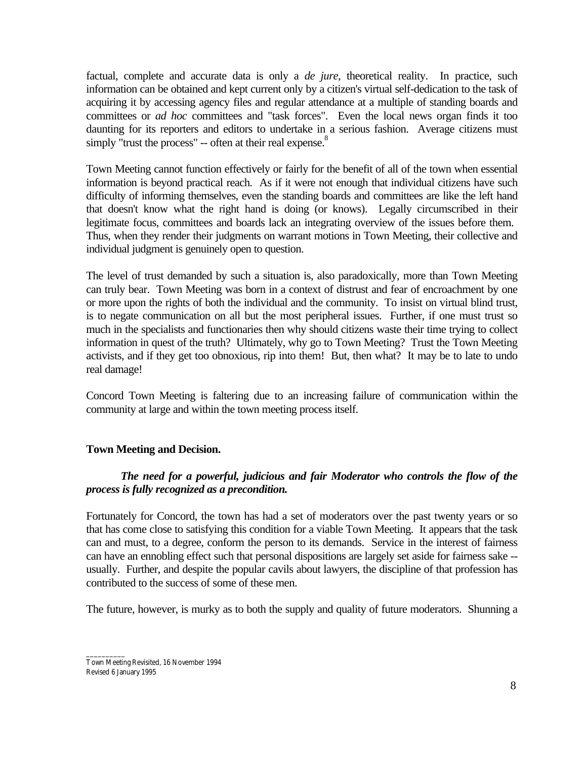factual, complete and accurate data is only a *de jure*, theoretical reality. In practice, such information can be obtained and kept current only by a citizen's virtual self-dedication to the task of acquiring it by accessing agency files and regular attendance at a multiple of standing boards and committees or *ad hoc* committees and "task forces". Even the local news organ finds it too daunting for its reporters and editors to undertake in a serious fashion. Average citizens must simply "trust the process" -- often at their real expense.[8]

Town Meeting cannot function effectively or fairly for the benefit of all of the town when essential information is beyond practical reach. As if it were not enough that individual citizens have such difficulty of informing themselves, even the standing boards and committees are like the left hand that doesn't know what the right hand is doing (or knows). Legally circumscribed in their legitimate focus, committees and boards lack an integrating overview of the issues before them. Thus, when they render their judgments on warrant motions in Town Meeting, their collective and individual judgment is genuinely open to question.

The level of trust demanded by such a situation is, also paradoxically, more than Town Meeting can truly bear. Town Meeting was born in a context of distrust and fear of encroachment by one or more upon the rights of both the individual and the community. To insist on virtual blind trust, is to negate communication on all but the most peripheral issues. Further, if one must trust so much in the specialists and functionaries then why should citizens waste their time trying to collect information in quest of the truth? Ultimately, why go to Town Meeting? Trust the Town Meeting activists, and if they get too obnoxious, rip into them! But, then what? It may be to late to undo real damage!

Concord Town Meeting is faltering due to an increasing failure of communication within the community at large and within the town meeting process itself.

**Town Meeting and Decision.**

***The need for a powerful, judicious and fair Moderator who controls the flow of the process is fully recognized as a precondition.***

Fortunately for Concord, the town has had a set of moderators over the past twenty years or so that has come close to satisfying this condition for a viable Town Meeting. It appears that the task can and must, to a degree, conform the person to its demands. Service in the interest of fairness can have an ennobling effect such that personal dispositions are largely set aside for fairness sake -- usually. Further, and despite the popular cavils about lawyers, the discipline of that profession has contributed to the success of some of these men.

The future, however, is murky as to both the supply and quality of future moderators. Shunning a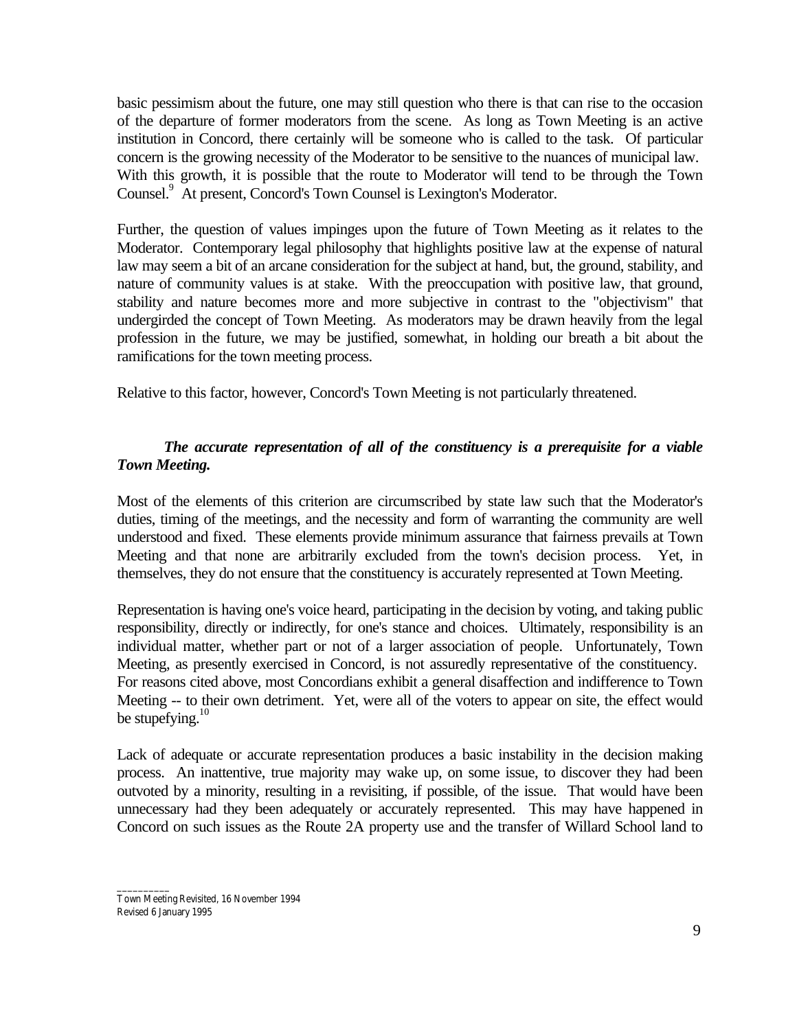basic pessimism about the future, one may still question who there is that can rise to the occasion of the departure of former moderators from the scene. As long as Town Meeting is an active institution in Concord, there certainly will be someone who is called to the task. Of particular concern is the growing necessity of the Moderator to be sensitive to the nuances of municipal law. With this growth, it is possible that the route to Moderator will tend to be through the Town Counsel.[9] At present, Concord's Town Counsel is Lexington's Moderator.

Further, the question of values impinges upon the future of Town Meeting as it relates to the Moderator. Contemporary legal philosophy that highlights positive law at the expense of natural law may seem a bit of an arcane consideration for the subject at hand, but, the ground, stability, and nature of community values is at stake. With the preoccupation with positive law, that ground, stability and nature becomes more and more subjective in contrast to the "objectivism" that undergirded the concept of Town Meeting. As moderators may be drawn heavily from the legal profession in the future, we may be justified, somewhat, in holding our breath a bit about the ramifications for the town meeting process.

Relative to this factor, however, Concord's Town Meeting is not particularly threatened.

***The accurate representation of all of the constituency is a prerequisite for a viable Town Meeting.***

Most of the elements of this criterion are circumscribed by state law such that the Moderator's duties, timing of the meetings, and the necessity and form of warranting the community are well understood and fixed. These elements provide minimum assurance that fairness prevails at Town Meeting and that none are arbitrarily excluded from the town's decision process. Yet, in themselves, they do not ensure that the constituency is accurately represented at Town Meeting.

Representation is having one's voice heard, participating in the decision by voting, and taking public responsibility, directly or indirectly, for one's stance and choices. Ultimately, responsibility is an individual matter, whether part or not of a larger association of people. Unfortunately, Town Meeting, as presently exercised in Concord, is not assuredly representative of the constituency. For reasons cited above, most Concordians exhibit a general disaffection and indifference to Town Meeting -- to their own detriment. Yet, were all of the voters to appear on site, the effect would be stupefying.[10]

Lack of adequate or accurate representation produces a basic instability in the decision making process. An inattentive, true majority may wake up, on some issue, to discover they had been outvoted by a minority, resulting in a revisiting, if possible, of the issue. That would have been unnecessary had they been adequately or accurately represented. This may have happened in Concord on such issues as the Route 2A property use and the transfer of Willard School land to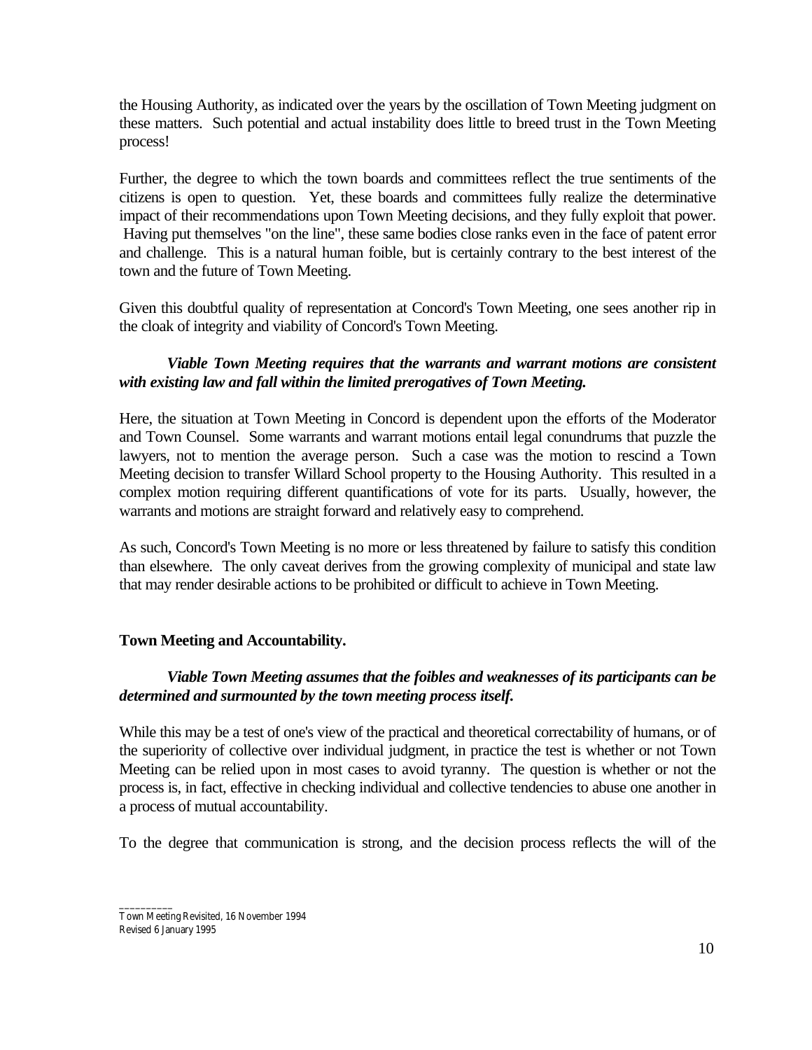the Housing Authority, as indicated over the years by the oscillation of Town Meeting judgment on these matters. Such potential and actual instability does little to breed trust in the Town Meeting process!

Further, the degree to which the town boards and committees reflect the true sentiments of the citizens is open to question. Yet, these boards and committees fully realize the determinative impact of their recommendations upon Town Meeting decisions, and they fully exploit that power. Having put themselves "on the line", these same bodies close ranks even in the face of patent error and challenge. This is a natural human foible, but is certainly contrary to the best interest of the town and the future of Town Meeting.

Given this doubtful quality of representation at Concord's Town Meeting, one sees another rip in the cloak of integrity and viability of Concord's Town Meeting.

***Viable Town Meeting requires that the warrants and warrant motions are consistent with existing law and fall within the limited prerogatives of Town Meeting.***

Here, the situation at Town Meeting in Concord is dependent upon the efforts of the Moderator and Town Counsel. Some warrants and warrant motions entail legal conundrums that puzzle the lawyers, not to mention the average person. Such a case was the motion to rescind a Town Meeting decision to transfer Willard School property to the Housing Authority. This resulted in a complex motion requiring different quantifications of vote for its parts. Usually, however, the warrants and motions are straight forward and relatively easy to comprehend.

As such, Concord's Town Meeting is no more or less threatened by failure to satisfy this condition than elsewhere. The only caveat derives from the growing complexity of municipal and state law that may render desirable actions to be prohibited or difficult to achieve in Town Meeting.

**Town Meeting and Accountability.**

***Viable Town Meeting assumes that the foibles and weaknesses of its participants can be determined and surmounted by the town meeting process itself.***

While this may be a test of one's view of the practical and theoretical correctability of humans, or of the superiority of collective over individual judgment, in practice the test is whether or not Town Meeting can be relied upon in most cases to avoid tyranny. The question is whether or not the process is, in fact, effective in checking individual and collective tendencies to abuse one another in a process of mutual accountability.

To the degree that communication is strong, and the decision process reflects the will of the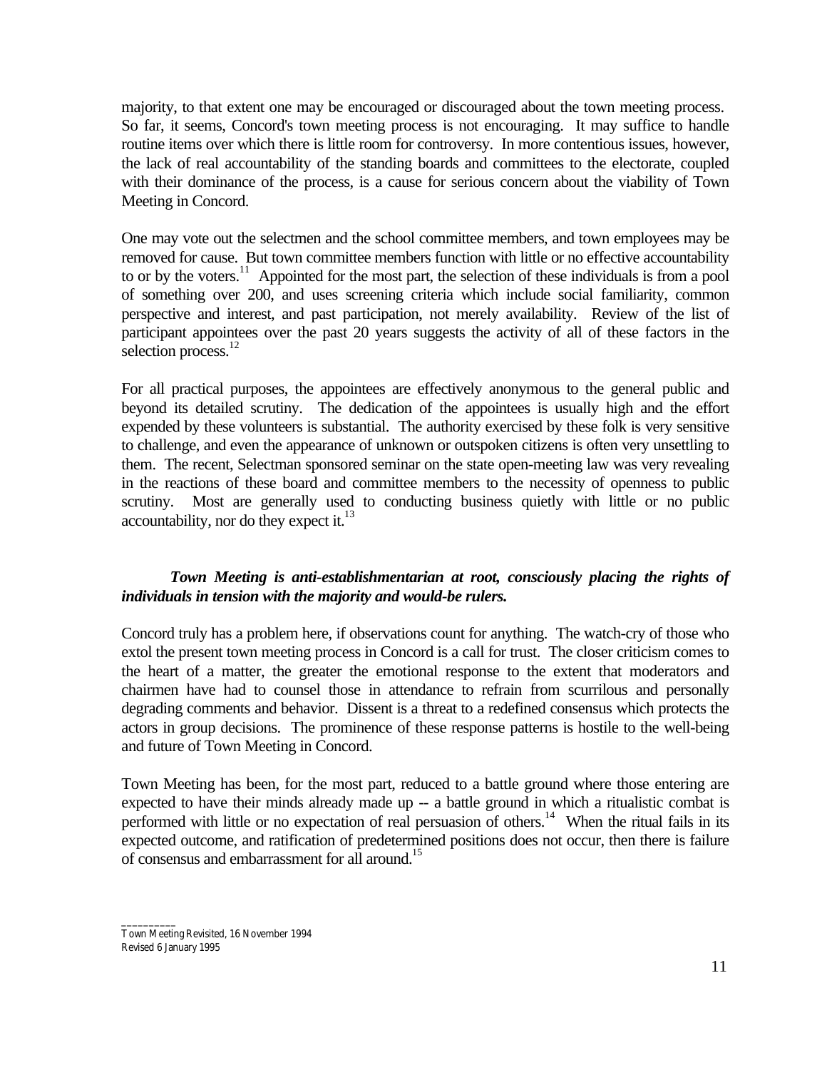majority, to that extent one may be encouraged or discouraged about the town meeting process. So far, it seems, Concord's town meeting process is not encouraging. It may suffice to handle routine items over which there is little room for controversy. In more contentious issues, however, the lack of real accountability of the standing boards and committees to the electorate, coupled with their dominance of the process, is a cause for serious concern about the viability of Town Meeting in Concord.

One may vote out the selectmen and the school committee members, and town employees may be removed for cause. But town committee members function with little or no effective accountability to or by the voters.[11] Appointed for the most part, the selection of these individuals is from a pool of something over 200, and uses screening criteria which include social familiarity, common perspective and interest, and past participation, not merely availability. Review of the list of participant appointees over the past 20 years suggests the activity of all of these factors in the selection process.[12]

For all practical purposes, the appointees are effectively anonymous to the general public and beyond its detailed scrutiny. The dedication of the appointees is usually high and the effort expended by these volunteers is substantial. The authority exercised by these folk is very sensitive to challenge, and even the appearance of unknown or outspoken citizens is often very unsettling to them. The recent, Selectman sponsored seminar on the state open-meeting law was very revealing in the reactions of these board and committee members to the necessity of openness to public scrutiny. Most are generally used to conducting business quietly with little or no public accountability, nor do they expect it.[13]

***Town Meeting is anti-establishmentarian at root, consciously placing the rights of individuals in tension with the majority and would-be rulers.***

Concord truly has a problem here, if observations count for anything. The watch-cry of those who extol the present town meeting process in Concord is a call for trust. The closer criticism comes to the heart of a matter, the greater the emotional response to the extent that moderators and chairmen have had to counsel those in attendance to refrain from scurrilous and personally degrading comments and behavior. Dissent is a threat to a redefined consensus which protects the actors in group decisions. The prominence of these response patterns is hostile to the well-being and future of Town Meeting in Concord.

Town Meeting has been, for the most part, reduced to a battle ground where those entering are expected to have their minds already made up -- a battle ground in which a ritualistic combat is performed with little or no expectation of real persuasion of others.[14] When the ritual fails in its expected outcome, and ratification of predetermined positions does not occur, then there is failure of consensus and embarrassment for all around.[15]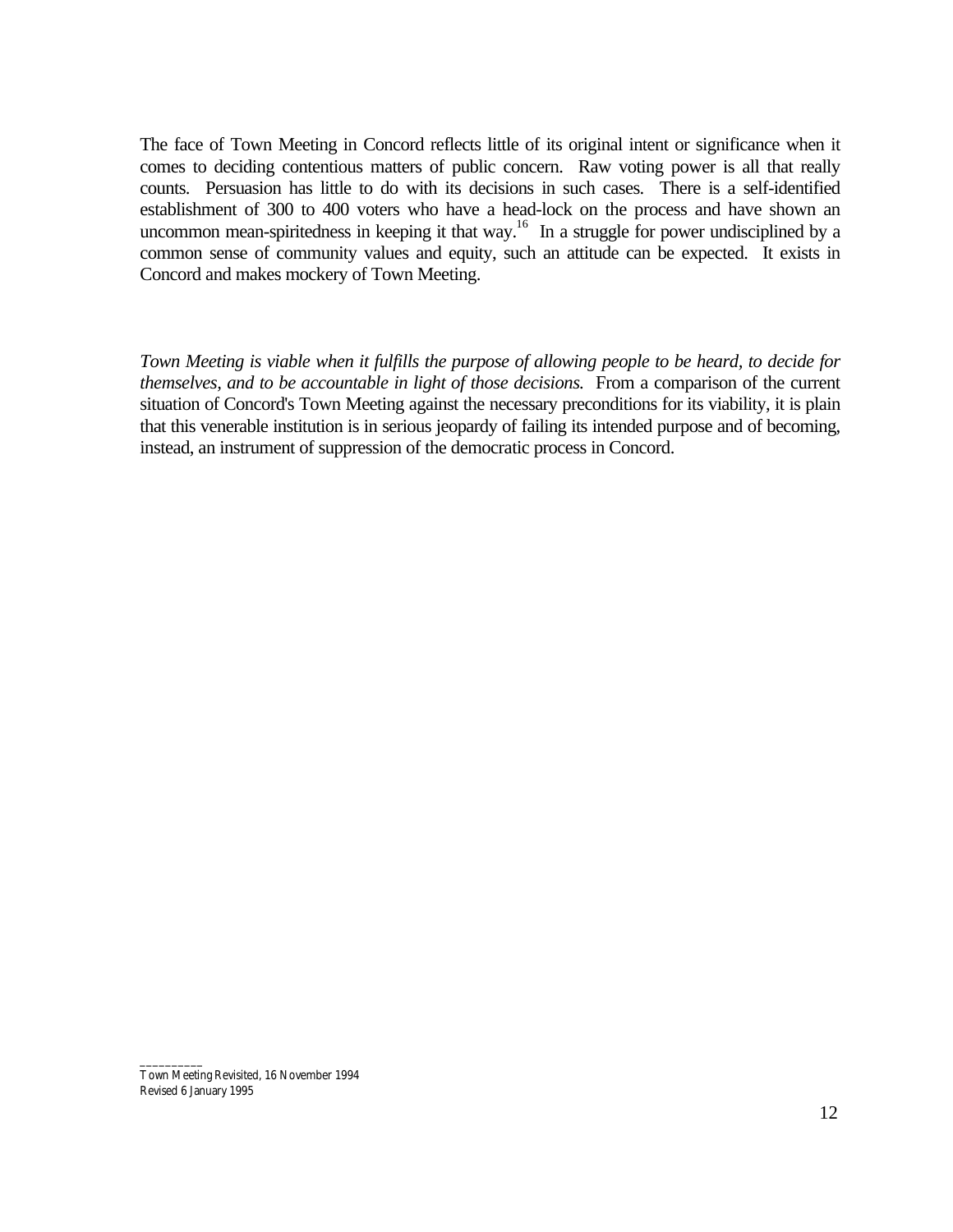The face of Town Meeting in Concord reflects little of its original intent or significance when it comes to deciding contentious matters of public concern. Raw voting power is all that really counts. Persuasion has little to do with its decisions in such cases. There is a self-identified establishment of 300 to 400 voters who have a head-lock on the process and have shown an uncommon mean-spiritedness in keeping it that way.[16] In a struggle for power undisciplined by a common sense of community values and equity, such an attitude can be expected. It exists in Concord and makes mockery of Town Meeting.

*Town Meeting is viable when it fulfills the purpose of allowing people to be heard, to decide for themselves, and to be accountable in light of those decisions.* From a comparison of the current situation of Concord's Town Meeting against the necessary preconditions for its viability, it is plain that this venerable institution is in serious jeopardy of failing its intended purpose and of becoming, instead, an instrument of suppression of the democratic process in Concord.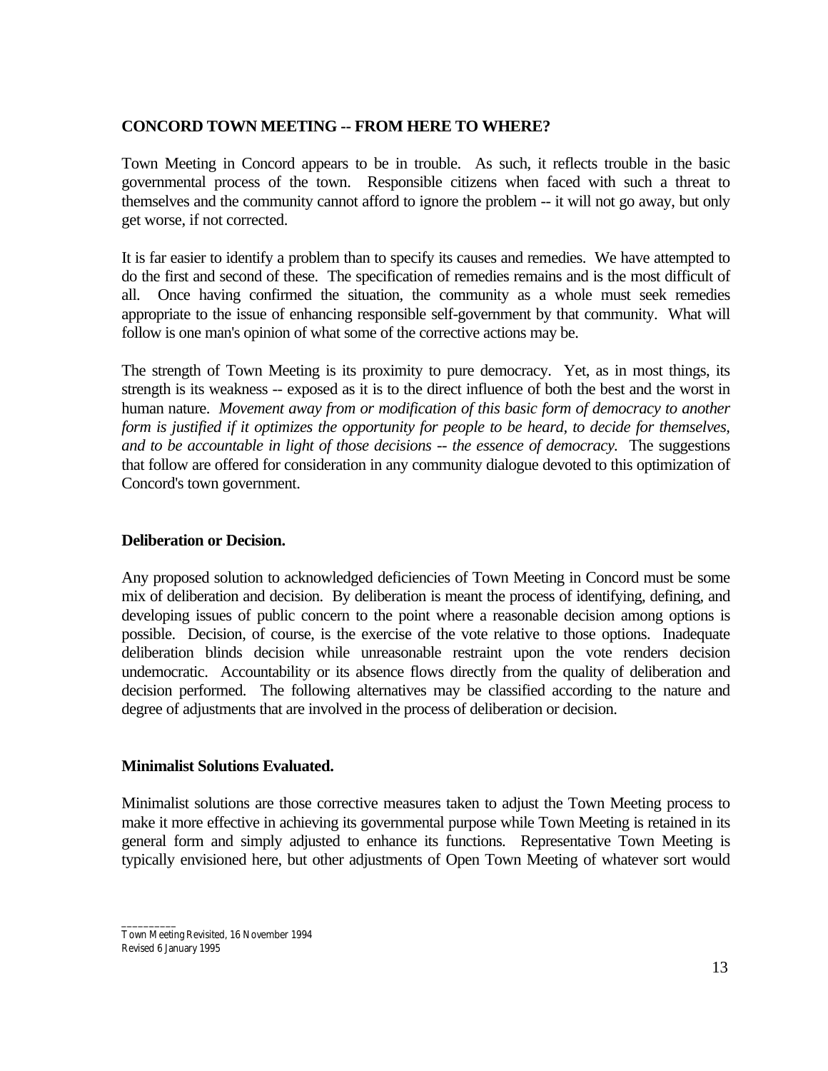**CONCORD TOWN MEETING -- FROM HERE TO WHERE?**

Town Meeting in Concord appears to be in trouble. As such, it reflects trouble in the basic governmental process of the town. Responsible citizens when faced with such a threat to themselves and the community cannot afford to ignore the problem -- it will not go away, but only get worse, if not corrected.

It is far easier to identify a problem than to specify its causes and remedies. We have attempted to do the first and second of these. The specification of remedies remains and is the most difficult of all. Once having confirmed the situation, the community as a whole must seek remedies appropriate to the issue of enhancing responsible self-government by that community. What will follow is one man's opinion of what some of the corrective actions may be.

The strength of Town Meeting is its proximity to pure democracy. Yet, as in most things, its strength is its weakness -- exposed as it is to the direct influence of both the best and the worst in human nature. *Movement away from or modification of this basic form of democracy to another form is justified if it optimizes the opportunity for people to be heard, to decide for themselves, and to be accountable in light of those decisions -- the essence of democracy.* The suggestions that follow are offered for consideration in any community dialogue devoted to this optimization of Concord's town government.

**Deliberation or Decision.**

Any proposed solution to acknowledged deficiencies of Town Meeting in Concord must be some mix of deliberation and decision. By deliberation is meant the process of identifying, defining, and developing issues of public concern to the point where a reasonable decision among options is possible. Decision, of course, is the exercise of the vote relative to those options. Inadequate deliberation blinds decision while unreasonable restraint upon the vote renders decision undemocratic. Accountability or its absence flows directly from the quality of deliberation and decision performed. The following alternatives may be classified according to the nature and degree of adjustments that are involved in the process of deliberation or decision.

**Minimalist Solutions Evaluated.**

Minimalist solutions are those corrective measures taken to adjust the Town Meeting process to make it more effective in achieving its governmental purpose while Town Meeting is retained in its general form and simply adjusted to enhance its functions. Representative Town Meeting is typically envisioned here, but other adjustments of Open Town Meeting of whatever sort would

Town Meeting Revisited, 16 November 1994
Revised 6 January 1995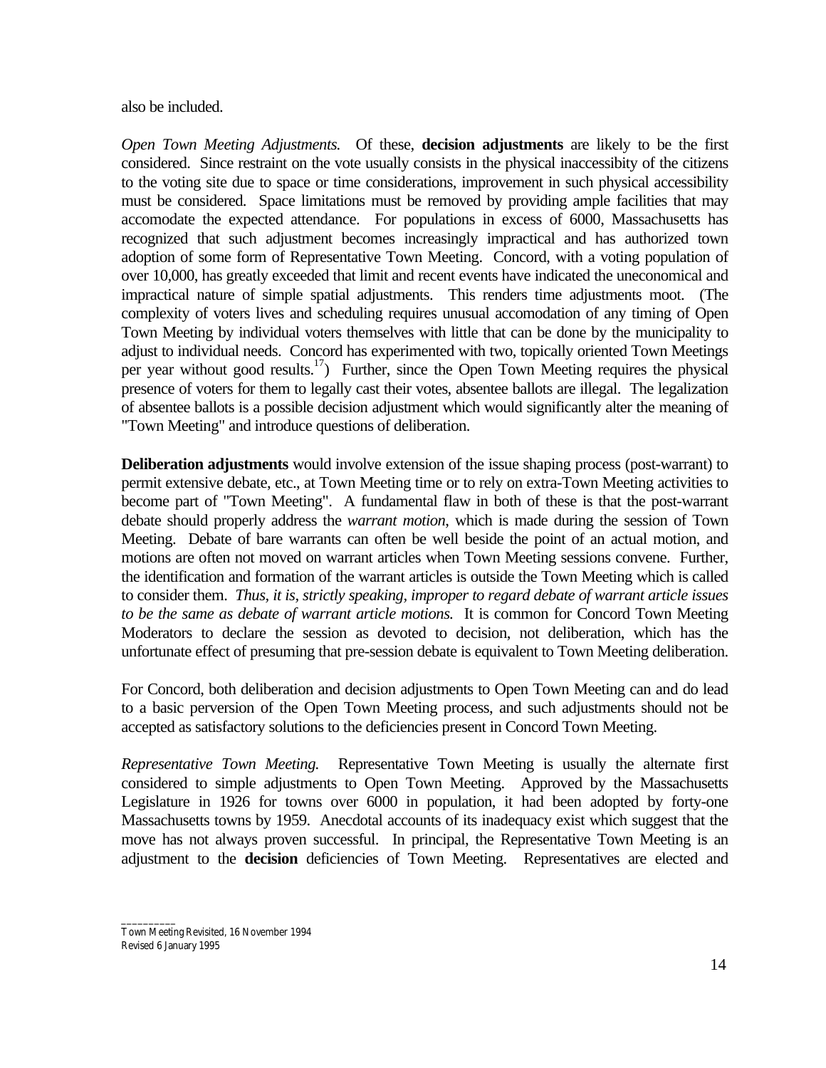also be included.

*Open Town Meeting Adjustments.* Of these, **decision adjustments** are likely to be the first considered. Since restraint on the vote usually consists in the physical inaccessibity of the citizens to the voting site due to space or time considerations, improvement in such physical accessibility must be considered. Space limitations must be removed by providing ample facilities that may accomodate the expected attendance. For populations in excess of 6000, Massachusetts has recognized that such adjustment becomes increasingly impractical and has authorized town adoption of some form of Representative Town Meeting. Concord, with a voting population of over 10,000, has greatly exceeded that limit and recent events have indicated the uneconomical and impractical nature of simple spatial adjustments. This renders time adjustments moot. (The complexity of voters lives and scheduling requires unusual accomodation of any timing of Open Town Meeting by individual voters themselves with little that can be done by the municipality to adjust to individual needs. Concord has experimented with two, topically oriented Town Meetings per year without good results.[17]) Further, since the Open Town Meeting requires the physical presence of voters for them to legally cast their votes, absentee ballots are illegal. The legalization of absentee ballots is a possible decision adjustment which would significantly alter the meaning of "Town Meeting" and introduce questions of deliberation.

**Deliberation adjustments** would involve extension of the issue shaping process (post-warrant) to permit extensive debate, etc., at Town Meeting time or to rely on extra-Town Meeting activities to become part of "Town Meeting". A fundamental flaw in both of these is that the post-warrant debate should properly address the *warrant motion*, which is made during the session of Town Meeting. Debate of bare warrants can often be well beside the point of an actual motion, and motions are often not moved on warrant articles when Town Meeting sessions convene. Further, the identification and formation of the warrant articles is outside the Town Meeting which is called to consider them. *Thus, it is, strictly speaking, improper to regard debate of warrant article issues to be the same as debate of warrant article motions.* It is common for Concord Town Meeting Moderators to declare the session as devoted to decision, not deliberation, which has the unfortunate effect of presuming that pre-session debate is equivalent to Town Meeting deliberation.

For Concord, both deliberation and decision adjustments to Open Town Meeting can and do lead to a basic perversion of the Open Town Meeting process, and such adjustments should not be accepted as satisfactory solutions to the deficiencies present in Concord Town Meeting.

*Representative Town Meeting.* Representative Town Meeting is usually the alternate first considered to simple adjustments to Open Town Meeting. Approved by the Massachusetts Legislature in 1926 for towns over 6000 in population, it had been adopted by forty-one Massachusetts towns by 1959. Anecdotal accounts of its inadequacy exist which suggest that the move has not always proven successful. In principal, the Representative Town Meeting is an adjustment to the **decision** deficiencies of Town Meeting. Representatives are elected and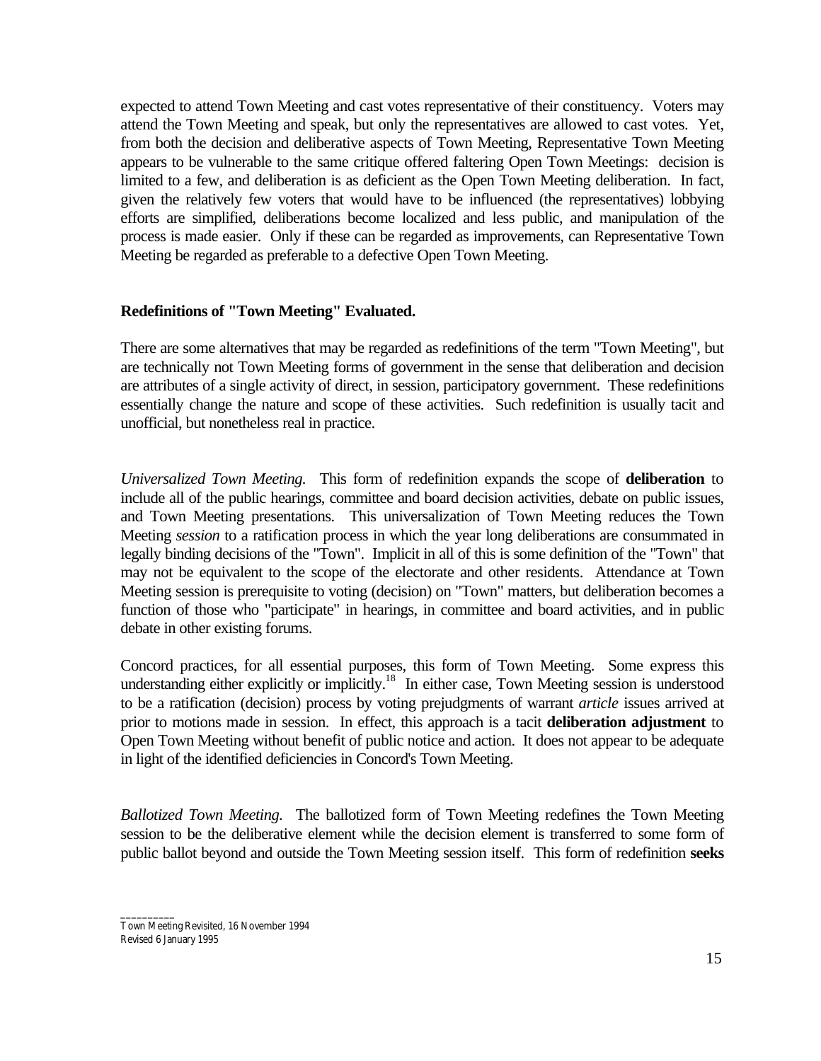expected to attend Town Meeting and cast votes representative of their constituency. Voters may attend the Town Meeting and speak, but only the representatives are allowed to cast votes. Yet, from both the decision and deliberative aspects of Town Meeting, Representative Town Meeting appears to be vulnerable to the same critique offered faltering Open Town Meetings: decision is limited to a few, and deliberation is as deficient as the Open Town Meeting deliberation. In fact, given the relatively few voters that would have to be influenced (the representatives) lobbying efforts are simplified, deliberations become localized and less public, and manipulation of the process is made easier. Only if these can be regarded as improvements, can Representative Town Meeting be regarded as preferable to a defective Open Town Meeting.

**Redefinitions of "Town Meeting" Evaluated.**

There are some alternatives that may be regarded as redefinitions of the term "Town Meeting", but are technically not Town Meeting forms of government in the sense that deliberation and decision are attributes of a single activity of direct, in session, participatory government. These redefinitions essentially change the nature and scope of these activities. Such redefinition is usually tacit and unofficial, but nonetheless real in practice.

*Universalized Town Meeting.* This form of redefinition expands the scope of **deliberation** to include all of the public hearings, committee and board decision activities, debate on public issues, and Town Meeting presentations. This universalization of Town Meeting reduces the Town Meeting *session* to a ratification process in which the year long deliberations are consummated in legally binding decisions of the "Town". Implicit in all of this is some definition of the "Town" that may not be equivalent to the scope of the electorate and other residents. Attendance at Town Meeting session is prerequisite to voting (decision) on "Town" matters, but deliberation becomes a function of those who "participate" in hearings, in committee and board activities, and in public debate in other existing forums.

Concord practices, for all essential purposes, this form of Town Meeting. Some express this understanding either explicitly or implicitly.[18] In either case, Town Meeting session is understood to be a ratification (decision) process by voting prejudgments of warrant *article* issues arrived at prior to motions made in session. In effect, this approach is a tacit **deliberation adjustment** to Open Town Meeting without benefit of public notice and action. It does not appear to be adequate in light of the identified deficiencies in Concord's Town Meeting.

*Ballotized Town Meeting.* The ballotized form of Town Meeting redefines the Town Meeting session to be the deliberative element while the decision element is transferred to some form of public ballot beyond and outside the Town Meeting session itself. This form of redefinition **seeks**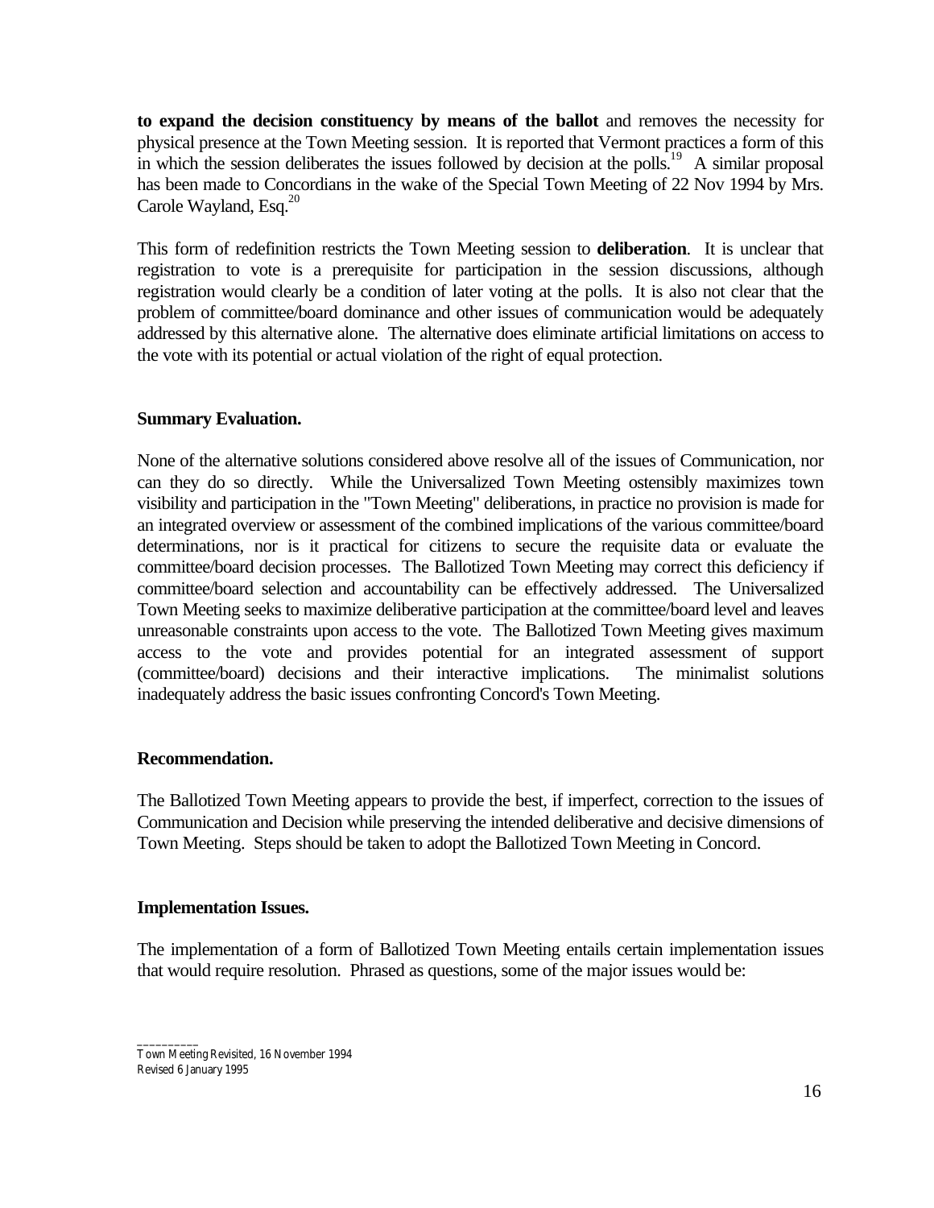**to expand the decision constituency by means of the ballot** and removes the necessity for physical presence at the Town Meeting session. It is reported that Vermont practices a form of this in which the session deliberates the issues followed by decision at the polls.[19] A similar proposal has been made to Concordians in the wake of the Special Town Meeting of 22 Nov 1994 by Mrs. Carole Wayland, Esq.[20]

This form of redefinition restricts the Town Meeting session to **deliberation**. It is unclear that registration to vote is a prerequisite for participation in the session discussions, although registration would clearly be a condition of later voting at the polls. It is also not clear that the problem of committee/board dominance and other issues of communication would be adequately addressed by this alternative alone. The alternative does eliminate artificial limitations on access to the vote with its potential or actual violation of the right of equal protection.

**Summary Evaluation.**

None of the alternative solutions considered above resolve all of the issues of Communication, nor can they do so directly. While the Universalized Town Meeting ostensibly maximizes town visibility and participation in the "Town Meeting" deliberations, in practice no provision is made for an integrated overview or assessment of the combined implications of the various committee/board determinations, nor is it practical for citizens to secure the requisite data or evaluate the committee/board decision processes. The Ballotized Town Meeting may correct this deficiency if committee/board selection and accountability can be effectively addressed. The Universalized Town Meeting seeks to maximize deliberative participation at the committee/board level and leaves unreasonable constraints upon access to the vote. The Ballotized Town Meeting gives maximum access to the vote and provides potential for an integrated assessment of support (committee/board) decisions and their interactive implications. The minimalist solutions inadequately address the basic issues confronting Concord's Town Meeting.

**Recommendation.**

The Ballotized Town Meeting appears to provide the best, if imperfect, correction to the issues of Communication and Decision while preserving the intended deliberative and decisive dimensions of Town Meeting. Steps should be taken to adopt the Ballotized Town Meeting in Concord.

**Implementation Issues.**

The implementation of a form of Ballotized Town Meeting entails certain implementation issues that would require resolution. Phrased as questions, some of the major issues would be: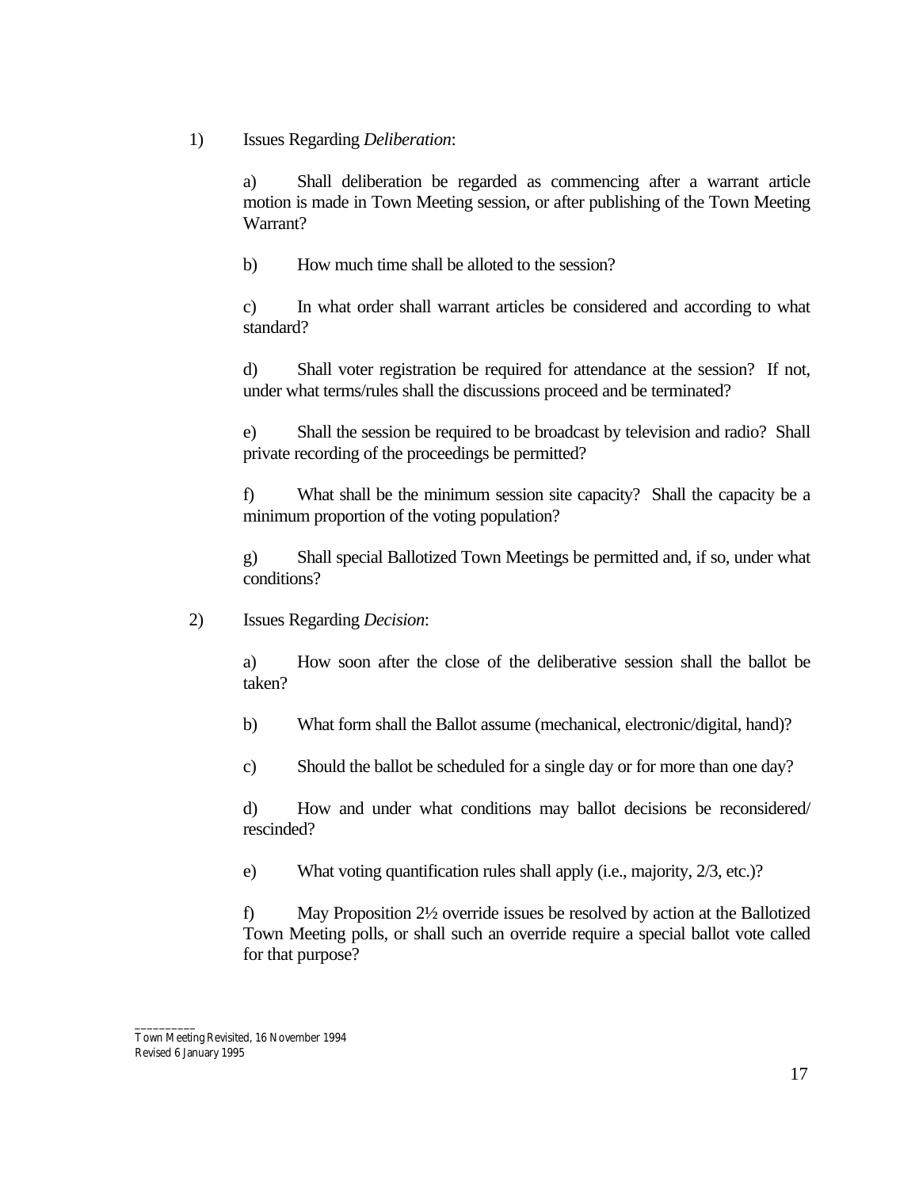1) Issues Regarding *Deliberation*:

   a) Shall deliberation be regarded as commencing after a warrant article motion is made in Town Meeting session, or after publishing of the Town Meeting Warrant?

   b) How much time shall be alloted to the session?

   c) In what order shall warrant articles be considered and according to what standard?

   d) Shall voter registration be required for attendance at the session? If not, under what terms/rules shall the discussions proceed and be terminated?

   e) Shall the session be required to be broadcast by television and radio? Shall private recording of the proceedings be permitted?

   f) What shall be the minimum session site capacity? Shall the capacity be a minimum proportion of the voting population?

   g) Shall special Ballotized Town Meetings be permitted and, if so, under what conditions?

2) Issues Regarding *Decision*:

   a) How soon after the close of the deliberative session shall the ballot be taken?

   b) What form shall the Ballot assume (mechanical, electronic/digital, hand)?

   c) Should the ballot be scheduled for a single day or for more than one day?

   d) How and under what conditions may ballot decisions be reconsidered/ rescinded?

   e) What voting quantification rules shall apply (i.e., majority, 2/3, etc.)?

   f) May Proposition 2½ override issues be resolved by action at the Ballotized Town Meeting polls, or shall such an override require a special ballot vote called for that purpose?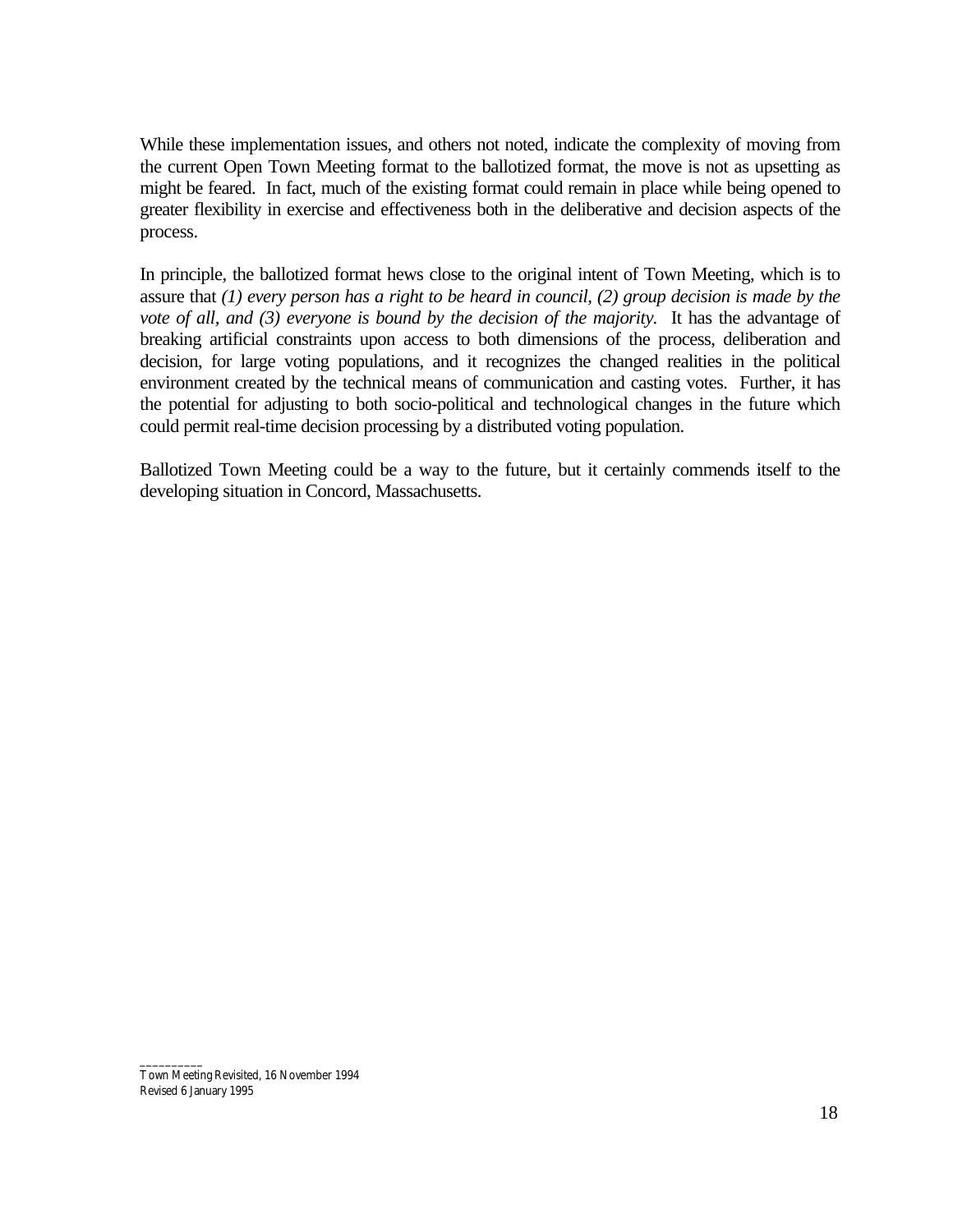While these implementation issues, and others not noted, indicate the complexity of moving from the current Open Town Meeting format to the ballotized format, the move is not as upsetting as might be feared. In fact, much of the existing format could remain in place while being opened to greater flexibility in exercise and effectiveness both in the deliberative and decision aspects of the process.

In principle, the ballotized format hews close to the original intent of Town Meeting, which is to assure that *(1) every person has a right to be heard in council, (2) group decision is made by the vote of all, and (3) everyone is bound by the decision of the majority.* It has the advantage of breaking artificial constraints upon access to both dimensions of the process, deliberation and decision, for large voting populations, and it recognizes the changed realities in the political environment created by the technical means of communication and casting votes. Further, it has the potential for adjusting to both socio-political and technological changes in the future which could permit real-time decision processing by a distributed voting population.

Ballotized Town Meeting could be a way to the future, but it certainly commends itself to the developing situation in Concord, Massachusetts.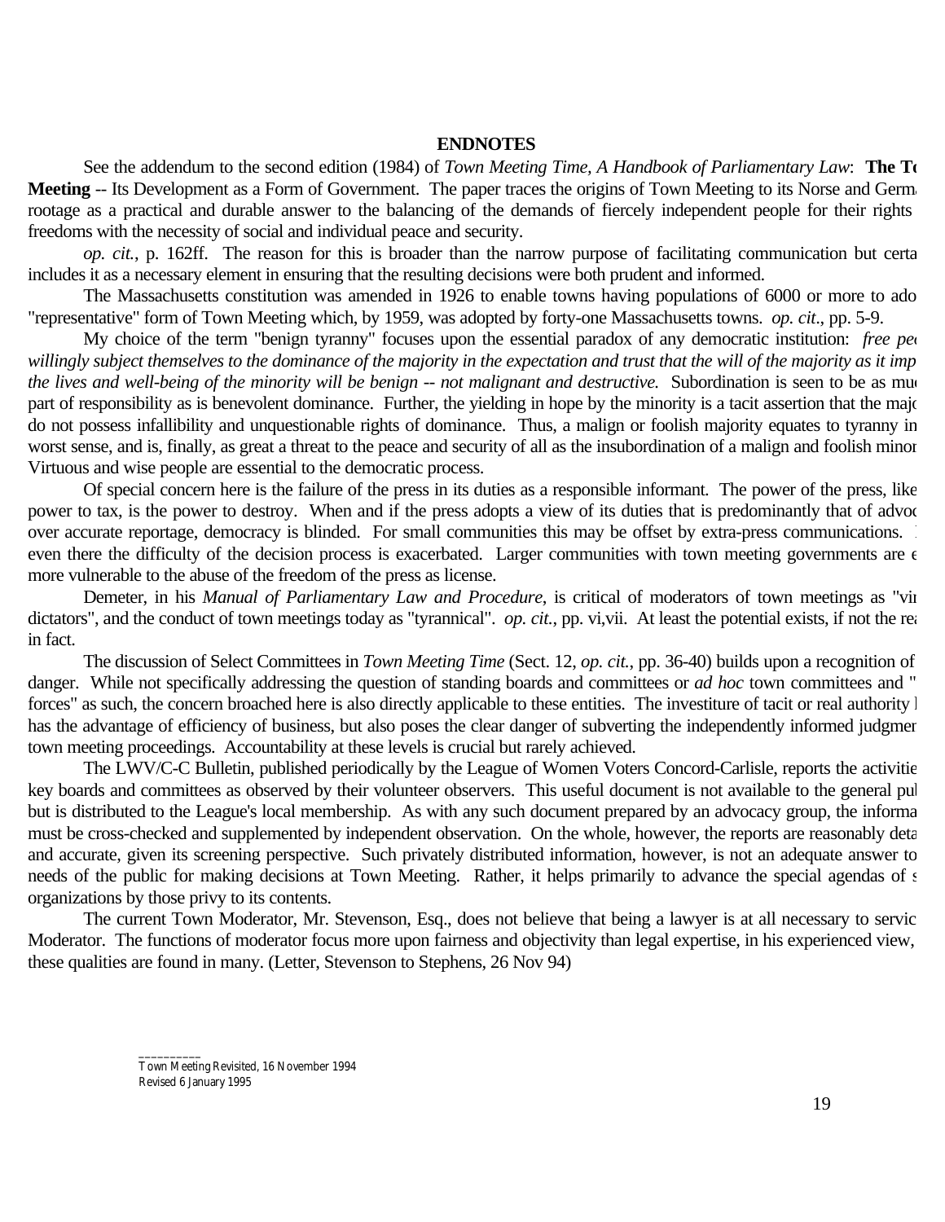**ENDNOTES**

See the addendum to the second edition (1984) of *Town Meeting Time, A Handbook of Parliamentary Law*: **The Town Meeting** -- Its Development as a Form of Government. The paper traces the origins of Town Meeting to its Norse and German rootage as a practical and durable answer to the balancing of the demands of fiercely independent people for their rights and freedoms with the necessity of social and individual peace and security.

*op. cit.*, p. 162ff. The reason for this is broader than the narrow purpose of facilitating communication but certainly includes it as a necessary element in ensuring that the resulting decisions were both prudent and informed.

The Massachusetts constitution was amended in 1926 to enable towns having populations of 6000 or more to adopt a "representative" form of Town Meeting which, by 1959, was adopted by forty-one Massachusetts towns. *op. cit*., pp. 5-9.

My choice of the term "benign tyranny" focuses upon the essential paradox of any democratic institution: *free people willingly subject themselves to the dominance of the majority in the expectation and trust that the will of the majority as it impacts the lives and well-being of the minority will be benign -- not malignant and destructive.* Subordination is seen to be as much a part of responsibility as is benevolent dominance. Further, the yielding in hope by the minority is a tacit assertion that the majority do not possess infallibility and unquestionable rights of dominance. Thus, a malign or foolish majority equates to tyranny in its worst sense, and is, finally, as great a threat to the peace and security of all as the insubordination of a malign and foolish minority. Virtuous and wise people are essential to the democratic process.

Of special concern here is the failure of the press in its duties as a responsible informant. The power of the press, like the power to tax, is the power to destroy. When and if the press adopts a view of its duties that is predominantly that of advocacy over accurate reportage, democracy is blinded. For small communities this may be offset by extra-press communications. But even there the difficulty of the decision process is exacerbated. Larger communities with town meeting governments are even more vulnerable to the abuse of the freedom of the press as license.

Demeter, in his *Manual of Parliamentary Law and Procedure*, is critical of moderators of town meetings as "virtual dictators", and the conduct of town meetings today as "tyrannical". *op. cit.*, pp. vi,vii. At least the potential exists, if not the reality in fact.

The discussion of Select Committees in *Town Meeting Time* (Sect. 12, *op. cit.*, pp. 36-40) builds upon a recognition of this danger. While not specifically addressing the question of standing boards and committees or *ad hoc* town committees and "task forces" as such, the concern broached here is also directly applicable to these entities. The investiture of tacit or real authority here has the advantage of efficiency of business, but also poses the clear danger of subverting the independently informed judgment of town meeting proceedings. Accountability at these levels is crucial but rarely achieved.

The LWV/C-C Bulletin, published periodically by the League of Women Voters Concord-Carlisle, reports the activities of key boards and committees as observed by their volunteer observers. This useful document is not available to the general public but is distributed to the League's local membership. As with any such document prepared by an advocacy group, the information must be cross-checked and supplemented by independent observation. On the whole, however, the reports are reasonably detailed and accurate, given its screening perspective. Such privately distributed information, however, is not an adequate answer to the needs of the public for making decisions at Town Meeting. Rather, it helps primarily to advance the special agendas of such organizations by those privy to its contents.

The current Town Moderator, Mr. Stevenson, Esq., does not believe that being a lawyer is at all necessary to service as Moderator. The functions of moderator focus more upon fairness and objectivity than legal expertise, in his experienced view, and these qualities are found in many. (Letter, Stevenson to Stephens, 26 Nov 94)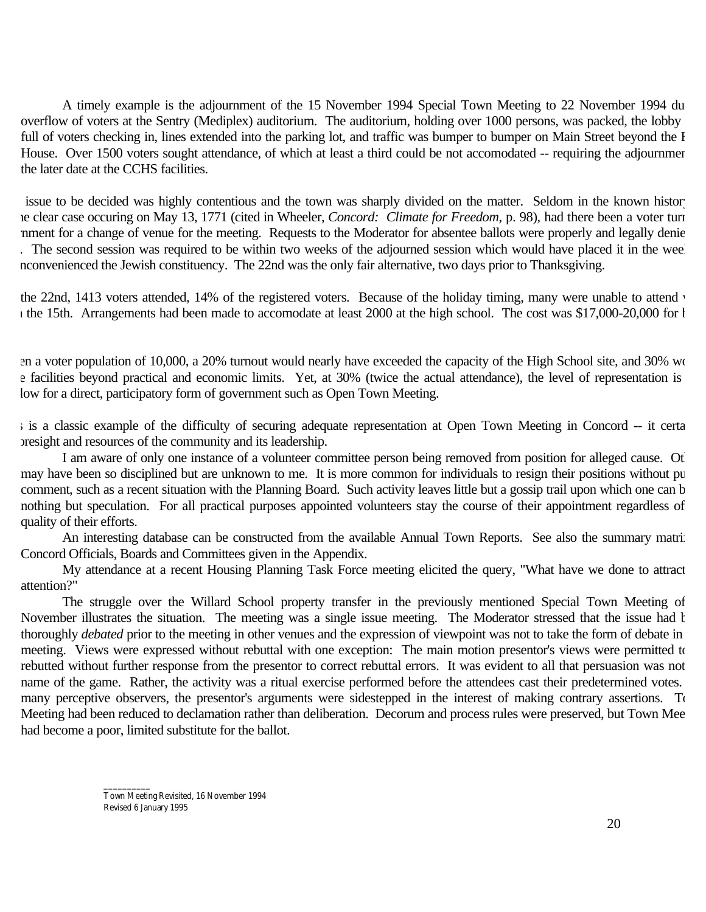A timely example is the adjournment of the 15 November 1994 Special Town Meeting to 22 November 1994 du overflow of voters at the Sentry (Mediplex) auditorium. The auditorium, holding over 1000 persons, was packed, the lobby full of voters checking in, lines extended into the parking lot, and traffic was bumper to bumper on Main Street beyond the F House. Over 1500 voters sought attendance, of which at least a third could be not accomodated -- requiring the adjournmer the later date at the CCHS facilities.

issue to be decided was highly contentious and the town was sharply divided on the matter. Seldom in the known histor e clear case occuring on May 13, 1771 (cited in Wheeler, *Concord: Climate for Freedom*, p. 98), had there been a voter turn nment for a change of venue for the meeting. Requests to the Moderator for absentee ballots were properly and legally denie . The second session was required to be within two weeks of the adjourned session which would have placed it in the wee nconvenienced the Jewish constituency. The 22nd was the only fair alternative, two days prior to Thanksgiving.

the 22nd, 1413 voters attended, 14% of the registered voters. Because of the holiday timing, many were unable to attend the 15th. Arrangements had been made to accomodate at least 2000 at the high school. The cost was $17,000-20,000 for b

en a voter population of 10,000, a 20% turnout would nearly have exceeded the capacity of the High School site, and 30% wo e facilities beyond practical and economic limits. Yet, at 30% (twice the actual attendance), the level of representation is low for a direct, participatory form of government such as Open Town Meeting.

is a classic example of the difficulty of securing adequate representation at Open Town Meeting in Concord -- it certa oresight and resources of the community and its leadership.

I am aware of only one instance of a volunteer committee person being removed from position for alleged cause. Ot may have been so disciplined but are unknown to me. It is more common for individuals to resign their positions without pu comment, such as a recent situation with the Planning Board. Such activity leaves little but a gossip trail upon which one can b nothing but speculation. For all practical purposes appointed volunteers stay the course of their appointment regardless of quality of their efforts.

An interesting database can be constructed from the available Annual Town Reports. See also the summary matri Concord Officials, Boards and Committees given in the Appendix.

My attendance at a recent Housing Planning Task Force meeting elicited the query, "What have we done to attract attention?"

The struggle over the Willard School property transfer in the previously mentioned Special Town Meeting of November illustrates the situation. The meeting was a single issue meeting. The Moderator stressed that the issue had b thoroughly *debated* prior to the meeting in other venues and the expression of viewpoint was not to take the form of debate in meeting. Views were expressed without rebuttal with one exception: The main motion presentor's views were permitted to rebutted without further response from the presentor to correct rebuttal errors. It was evident to all that persuasion was not name of the game. Rather, the activity was a ritual exercise performed before the attendees cast their predetermined votes. many perceptive observers, the presentor's arguments were sidestepped in the interest of making contrary assertions. To Meeting had been reduced to declamation rather than deliberation. Decorum and process rules were preserved, but Town Mee had become a poor, limited substitute for the ballot.

Town Meeting Revisited, 16 November 1994
Revised 6 January 1995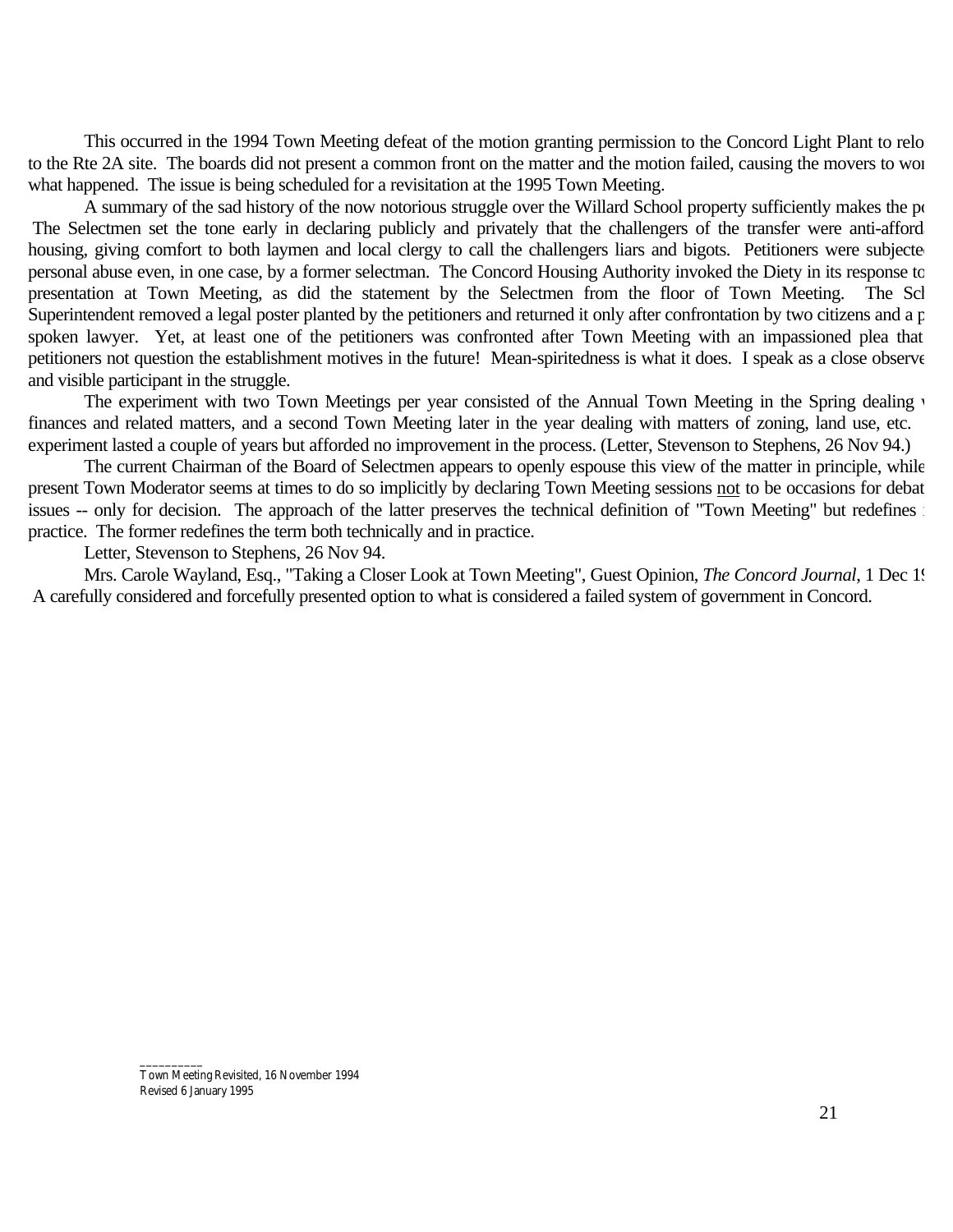This occurred in the 1994 Town Meeting defeat of the motion granting permission to the Concord Light Plant to relo to the Rte 2A site. The boards did not present a common front on the matter and the motion failed, causing the movers to wor what happened. The issue is being scheduled for a revisitation at the 1995 Town Meeting.

A summary of the sad history of the now notorious struggle over the Willard School property sufficiently makes the po The Selectmen set the tone early in declaring publicly and privately that the challengers of the transfer were anti-afford housing, giving comfort to both laymen and local clergy to call the challengers liars and bigots. Petitioners were subjecte personal abuse even, in one case, by a former selectman. The Concord Housing Authority invoked the Diety in its response to presentation at Town Meeting, as did the statement by the Selectmen from the floor of Town Meeting. The Sch Superintendent removed a legal poster planted by the petitioners and returned it only after confrontation by two citizens and a p spoken lawyer. Yet, at least one of the petitioners was confronted after Town Meeting with an impassioned plea that petitioners not question the establishment motives in the future! Mean-spiritedness is what it does. I speak as a close observe and visible participant in the struggle.

The experiment with two Town Meetings per year consisted of the Annual Town Meeting in the Spring dealing w finances and related matters, and a second Town Meeting later in the year dealing with matters of zoning, land use, etc. experiment lasted a couple of years but afforded no improvement in the process. (Letter, Stevenson to Stephens, 26 Nov 94.)

The current Chairman of the Board of Selectmen appears to openly espouse this view of the matter in principle, while present Town Moderator seems at times to do so implicitly by declaring Town Meeting sessions <u>not</u> to be occasions for debat issues -- only for decision. The approach of the latter preserves the technical definition of "Town Meeting" but redefines i practice. The former redefines the term both technically and in practice.

Letter, Stevenson to Stephens, 26 Nov 94.

Mrs. Carole Wayland, Esq., "Taking a Closer Look at Town Meeting", Guest Opinion, *The Concord Journal*, 1 Dec 19 A carefully considered and forcefully presented option to what is considered a failed system of government in Concord.